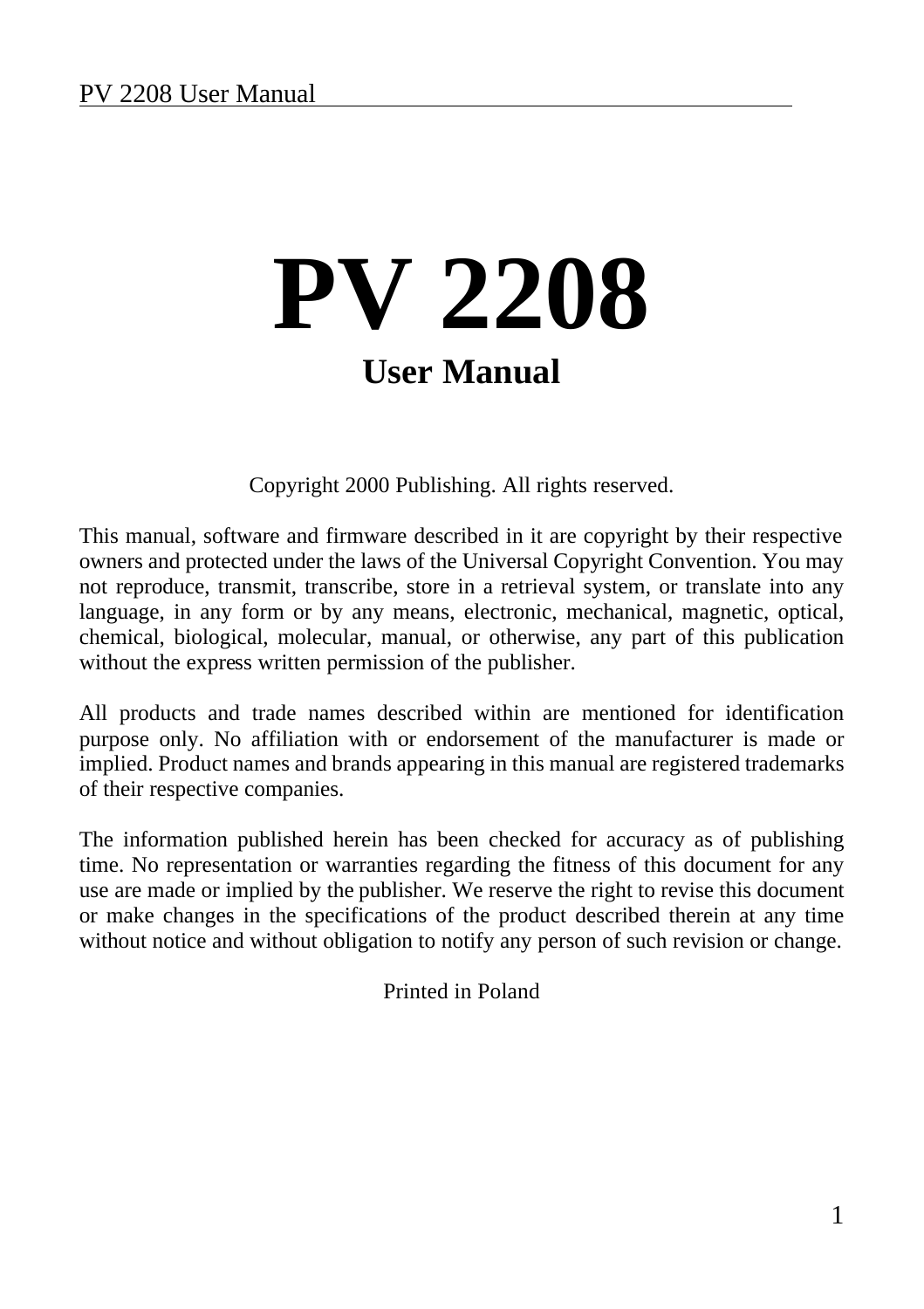# PV 2208

## User Manual

Copyright 2000 Publishing. All rights reserved.

This manual, software and firmware described in it are copyright by their respective owners and protected under the laws of the Universal Copyright Convention. You may not reproduce, transmit, transcribe, store in a retrieval system, or translate into any language, in any form or by any means, electronic, mechanical, magnetic, optical, chemical, biological, molecular, manual, or otherwise, any part of this publication without the express written permission of the publisher.

All products and trade names described within are mentioned for identification purpose only. No affiliation with or endorsement of the manufacturer is made or implied. Product names and brands appearing in this manual are registered trademarks of their respective companies.

The information published herein has been checked for accuracy as of publishing time. No representation or warranties regarding the fitness of this document for any use are made or implied by the publisher. We reserve the right to revise this document or make changes in the specifications of the product described therein at any time without notice and without obligation to notify any person of such revision or change.

Printed in Poland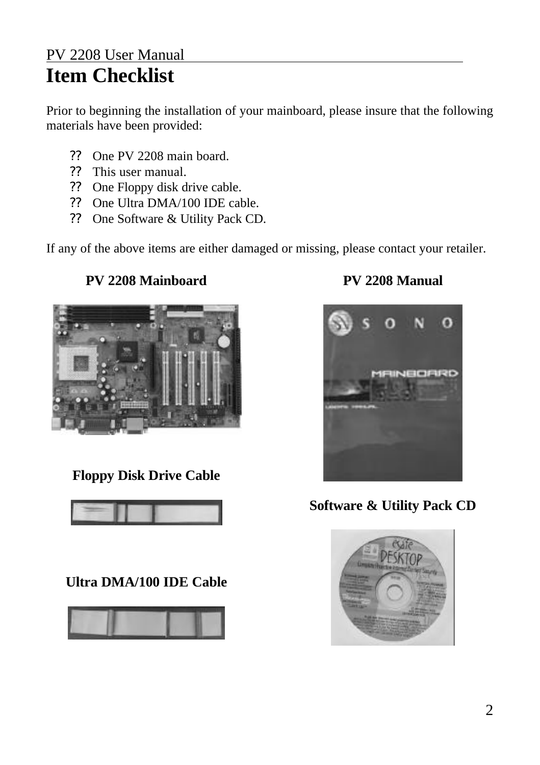# Item Checklist

Prior to beginning the installation of your mainboard, please insure that the following materials have been provided:

- One PV 2208 main board.
- This user manual.
- One Floppy disk drive cable.
- One Ultra DMA/100 IDE cable.
- One Software & Utility Pack CD.

If any of the above items are either damaged or missing, please contact your retailer.

**PV 2208 Mainboard**

**PV 2208 Manual**

**Floppy Disk Drive Cable**

**Software & Utility Pack CD**

**Ultra DMA/100 IDE Cable**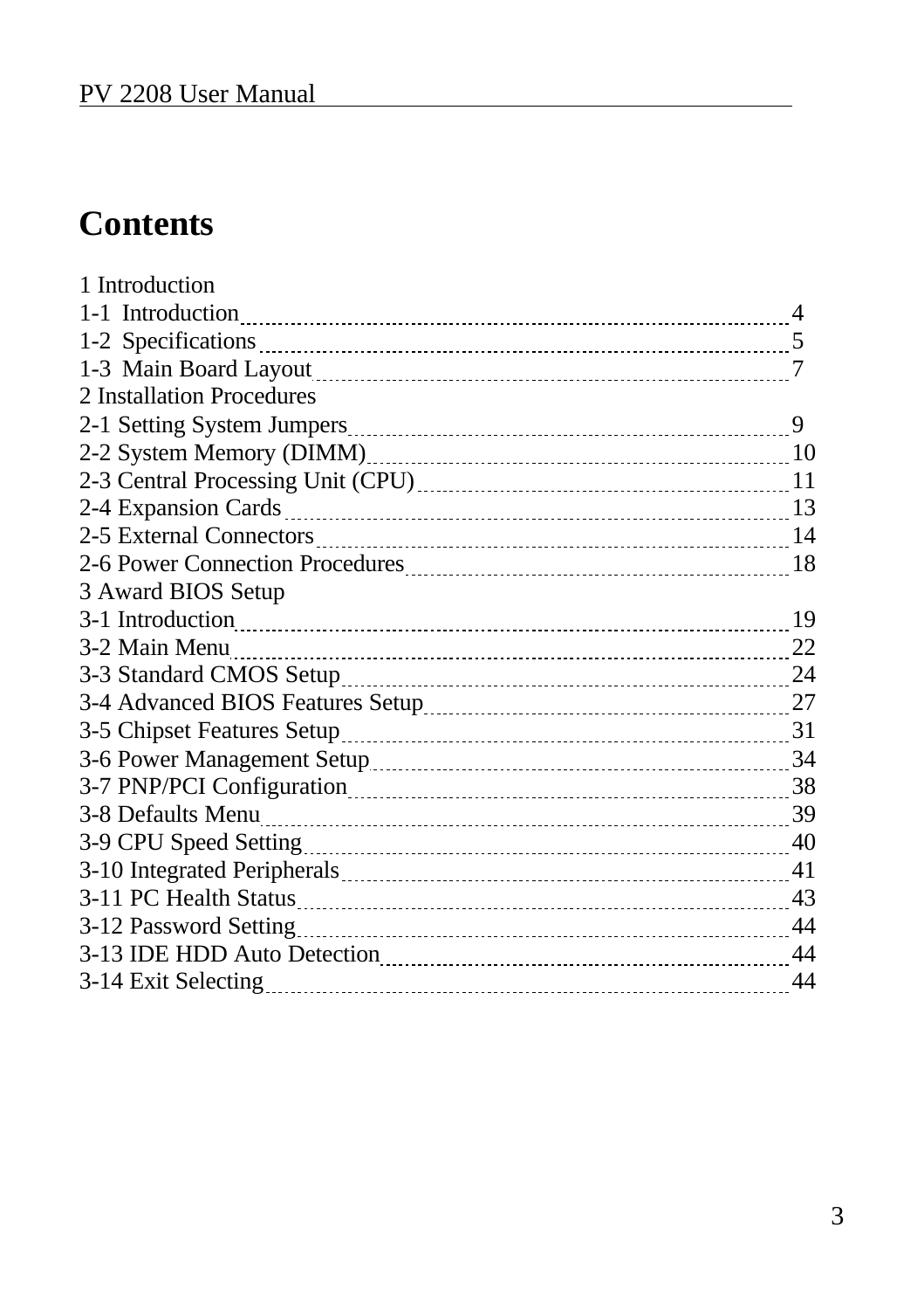# Contents

1 Introduction
1-1 Introduction ........ 4
1-2 Specifications ........ 5
1-3 Main Board Layout ........ 7
2 Installation Procedures
2-1 Setting System Jumpers ........ 9
2-2 System Memory (DIMM) ........ 10
2-3 Central Processing Unit (CPU) ........ 11
2-4 Expansion Cards ........ 13
2-5 External Connectors ........ 14
2-6 Power Connection Procedures ........ 18
3 Award BIOS Setup
3-1 Introduction ........ 19
3-2 Main Menu ........ 22
3-3 Standard CMOS Setup ........ 24
3-4 Advanced BIOS Features Setup ........ 27
3-5 Chipset Features Setup ........ 31
3-6 Power Management Setup ........ 34
3-7 PNP/PCI Configuration ........ 38
3-8 Defaults Menu ........ 39
3-9 CPU Speed Setting ........ 40
3-10 Integrated Peripherals ........ 41
3-11 PC Health Status ........ 43
3-12 Password Setting ........ 44
3-13 IDE HDD Auto Detection ........ 44
3-14 Exit Selecting ........ 44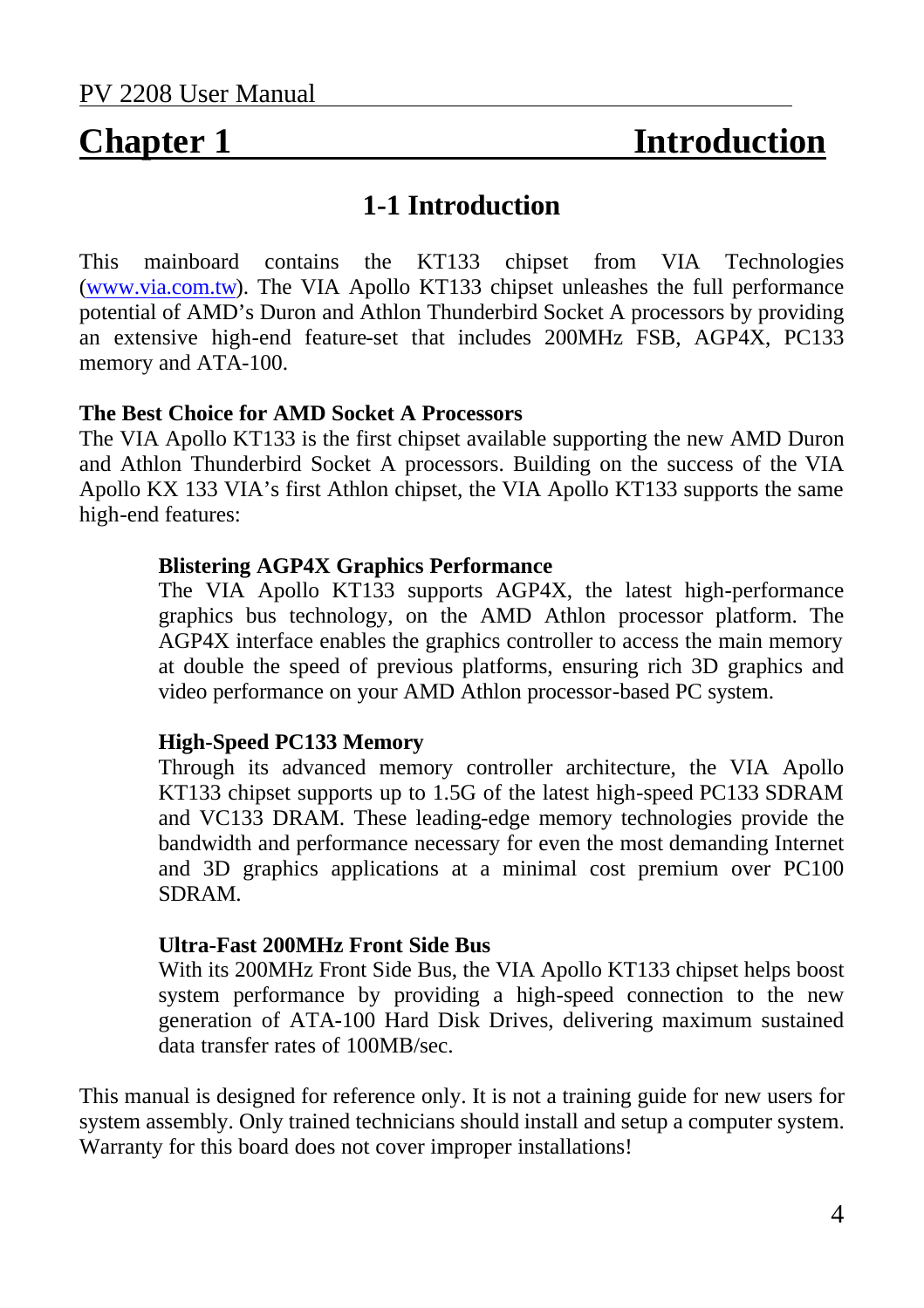# Chapter 1 Introduction

## 1-1 Introduction

This mainboard contains the KT133 chipset from VIA Technologies (www.via.com.tw). The VIA Apollo KT133 chipset unleashes the full performance potential of AMD's Duron and Athlon Thunderbird Socket A processors by providing an extensive high-end feature-set that includes 200MHz FSB, AGP4X, PC133 memory and ATA-100.

**The Best Choice for AMD Socket A Processors**

The VIA Apollo KT133 is the first chipset available supporting the new AMD Duron and Athlon Thunderbird Socket A processors. Building on the success of the VIA Apollo KX 133 VIA's first Athlon chipset, the VIA Apollo KT133 supports the same high-end features:

**Blistering AGP4X Graphics Performance**

The VIA Apollo KT133 supports AGP4X, the latest high-performance graphics bus technology, on the AMD Athlon processor platform. The AGP4X interface enables the graphics controller to access the main memory at double the speed of previous platforms, ensuring rich 3D graphics and video performance on your AMD Athlon processor-based PC system.

**High-Speed PC133 Memory**

Through its advanced memory controller architecture, the VIA Apollo KT133 chipset supports up to 1.5G of the latest high-speed PC133 SDRAM and VC133 DRAM. These leading-edge memory technologies provide the bandwidth and performance necessary for even the most demanding Internet and 3D graphics applications at a minimal cost premium over PC100 SDRAM.

**Ultra-Fast 200MHz Front Side Bus**

With its 200MHz Front Side Bus, the VIA Apollo KT133 chipset helps boost system performance by providing a high-speed connection to the new generation of ATA-100 Hard Disk Drives, delivering maximum sustained data transfer rates of 100MB/sec.

This manual is designed for reference only. It is not a training guide for new users for system assembly. Only trained technicians should install and setup a computer system. Warranty for this board does not cover improper installations!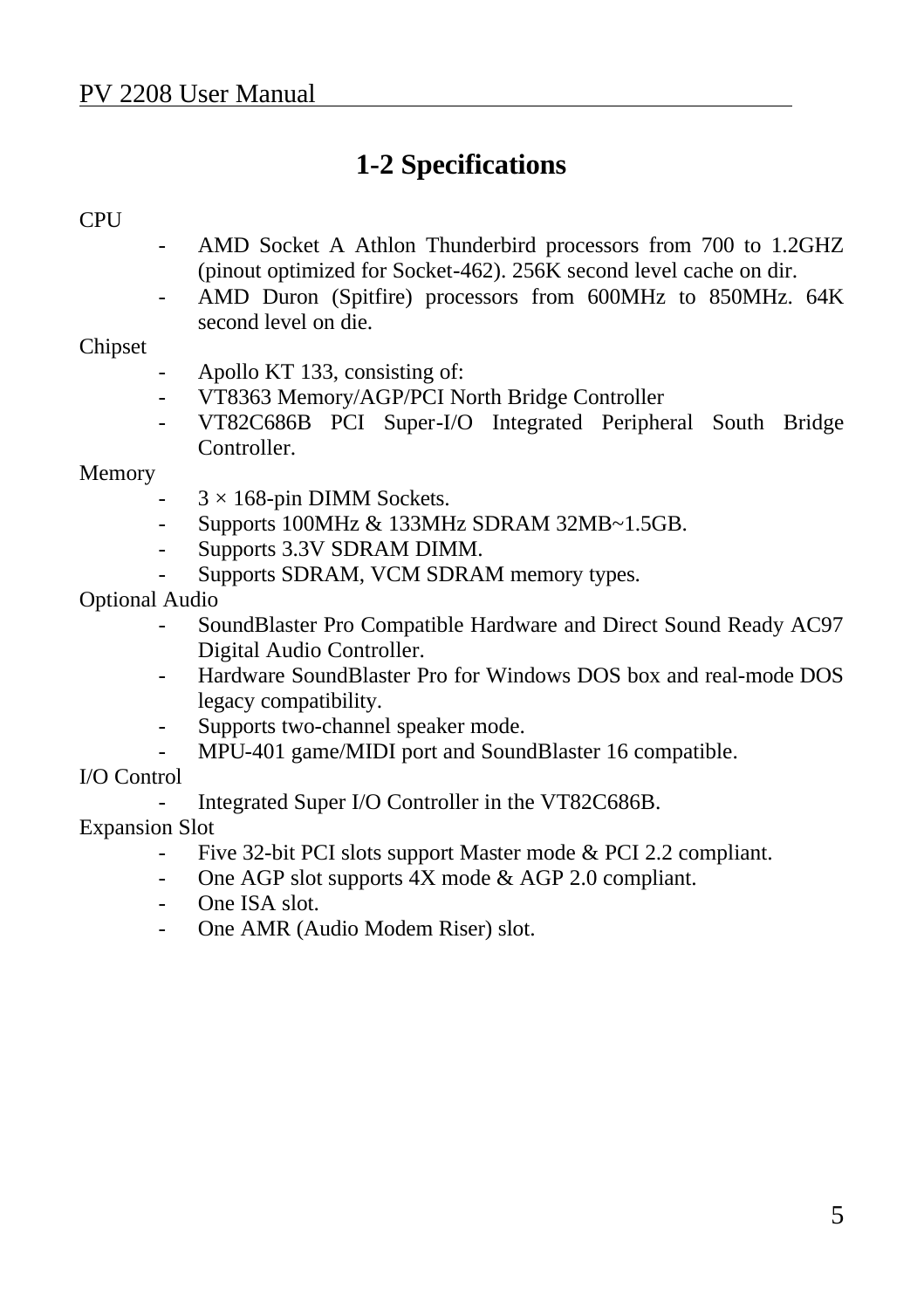## 1-2 Specifications

CPU

- AMD Socket A Athlon Thunderbird processors from 700 to 1.2GHZ (pinout optimized for Socket-462). 256K second level cache on dir.
- AMD Duron (Spitfire) processors from 600MHz to 850MHz. 64K second level on die.

Chipset

- Apollo KT 133, consisting of:
- VT8363 Memory/AGP/PCI North Bridge Controller
- VT82C686B PCI Super-I/O Integrated Peripheral South Bridge Controller.

Memory

- 3 × 168-pin DIMM Sockets.
- Supports 100MHz & 133MHz SDRAM 32MB~1.5GB.
- Supports 3.3V SDRAM DIMM.
- Supports SDRAM, VCM SDRAM memory types.

Optional Audio

- SoundBlaster Pro Compatible Hardware and Direct Sound Ready AC97 Digital Audio Controller.
- Hardware SoundBlaster Pro for Windows DOS box and real-mode DOS legacy compatibility.
- Supports two-channel speaker mode.
- MPU-401 game/MIDI port and SoundBlaster 16 compatible.

I/O Control

- Integrated Super I/O Controller in the VT82C686B.

Expansion Slot

- Five 32-bit PCI slots support Master mode & PCI 2.2 compliant.
- One AGP slot supports 4X mode & AGP 2.0 compliant.
- One ISA slot.
- One AMR (Audio Modem Riser) slot.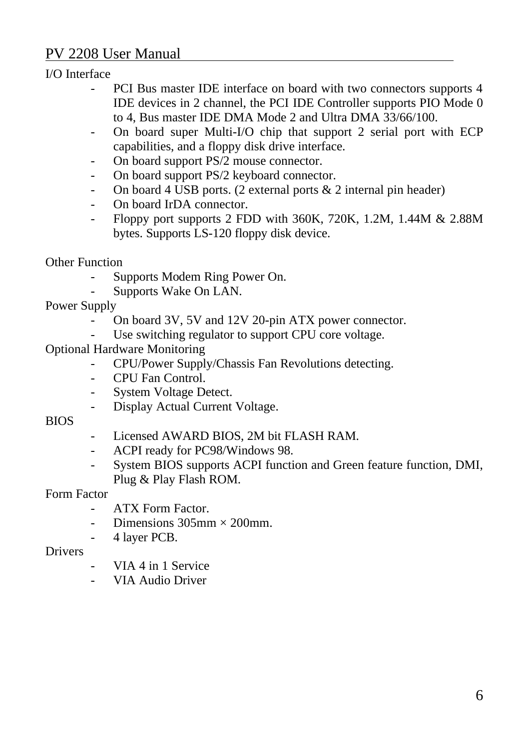I/O Interface

- PCI Bus master IDE interface on board with two connectors supports 4 IDE devices in 2 channel, the PCI IDE Controller supports PIO Mode 0 to 4, Bus master IDE DMA Mode 2 and Ultra DMA 33/66/100.
- On board super Multi-I/O chip that support 2 serial port with ECP capabilities, and a floppy disk drive interface.
- On board support PS/2 mouse connector.
- On board support PS/2 keyboard connector.
- On board 4 USB ports. (2 external ports & 2 internal pin header)
- On board IrDA connector.
- Floppy port supports 2 FDD with 360K, 720K, 1.2M, 1.44M & 2.88M bytes. Supports LS-120 floppy disk device.

Other Function

- Supports Modem Ring Power On.
- Supports Wake On LAN.

Power Supply

- On board 3V, 5V and 12V 20-pin ATX power connector.
- Use switching regulator to support CPU core voltage.

Optional Hardware Monitoring

- CPU/Power Supply/Chassis Fan Revolutions detecting.
- CPU Fan Control.
- System Voltage Detect.
- Display Actual Current Voltage.

BIOS

- Licensed AWARD BIOS, 2M bit FLASH RAM.
- ACPI ready for PC98/Windows 98.
- System BIOS supports ACPI function and Green feature function, DMI, Plug & Play Flash ROM.

Form Factor

- ATX Form Factor.
- Dimensions 305mm × 200mm.
- 4 layer PCB.

Drivers

- VIA 4 in 1 Service
- VIA Audio Driver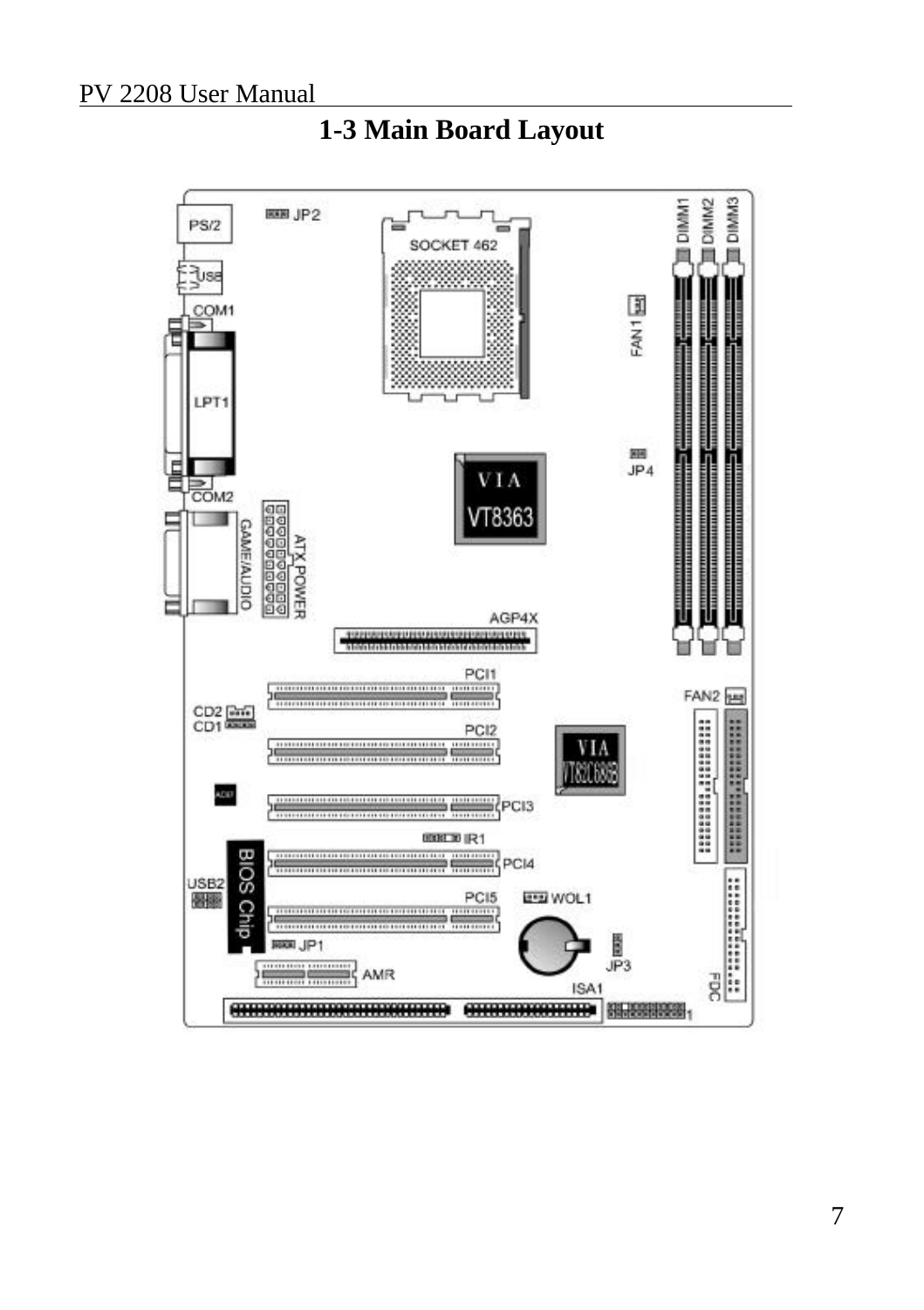# 1-3 Main Board Layout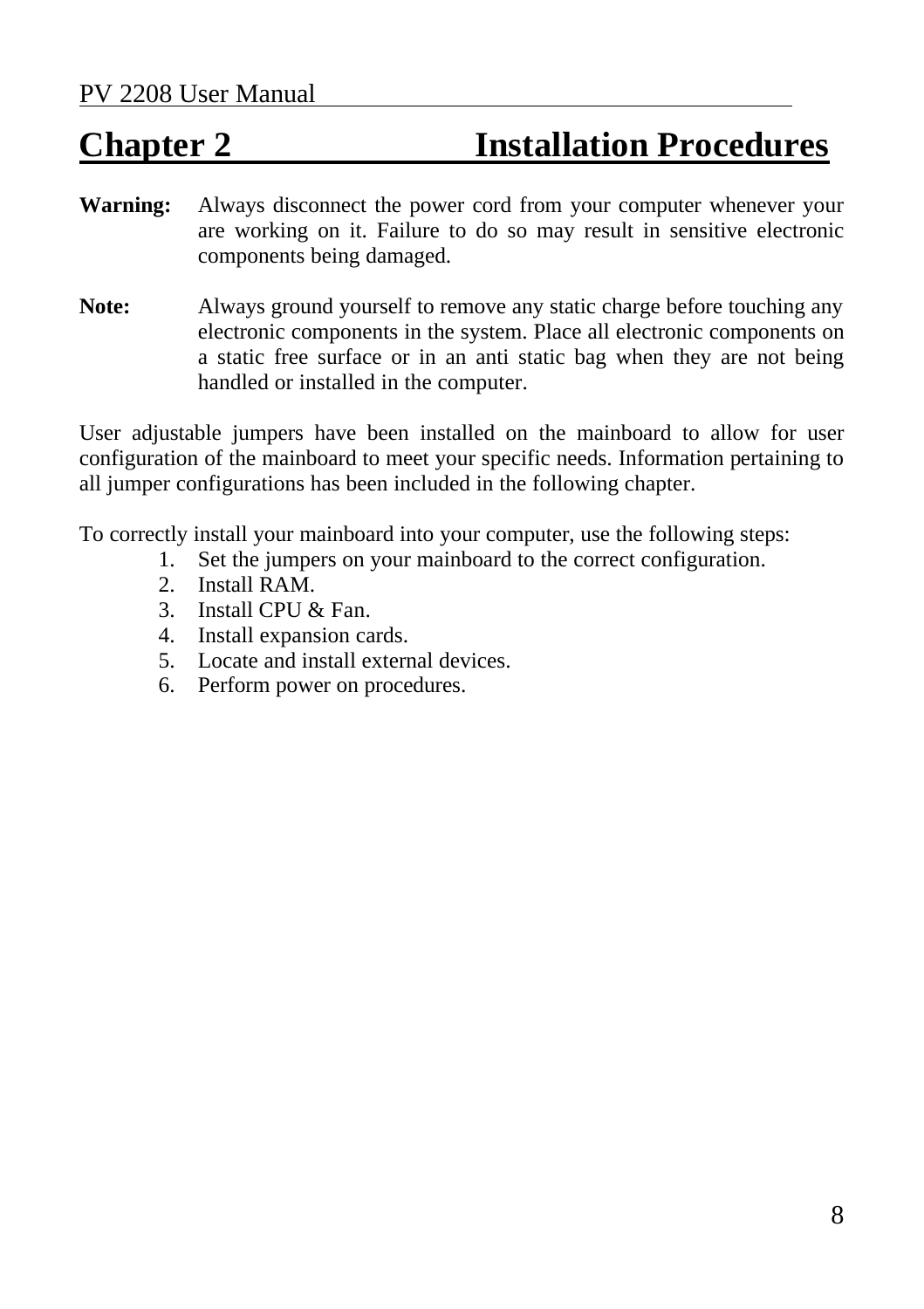# Chapter 2 Installation Procedures

**Warning:** Always disconnect the power cord from your computer whenever your are working on it. Failure to do so may result in sensitive electronic components being damaged.

**Note:** Always ground yourself to remove any static charge before touching any electronic components in the system. Place all electronic components on a static free surface or in an anti static bag when they are not being handled or installed in the computer.

User adjustable jumpers have been installed on the mainboard to allow for user configuration of the mainboard to meet your specific needs. Information pertaining to all jumper configurations has been included in the following chapter.

To correctly install your mainboard into your computer, use the following steps:

1. Set the jumpers on your mainboard to the correct configuration.
2. Install RAM.
3. Install CPU & Fan.
4. Install expansion cards.
5. Locate and install external devices.
6. Perform power on procedures.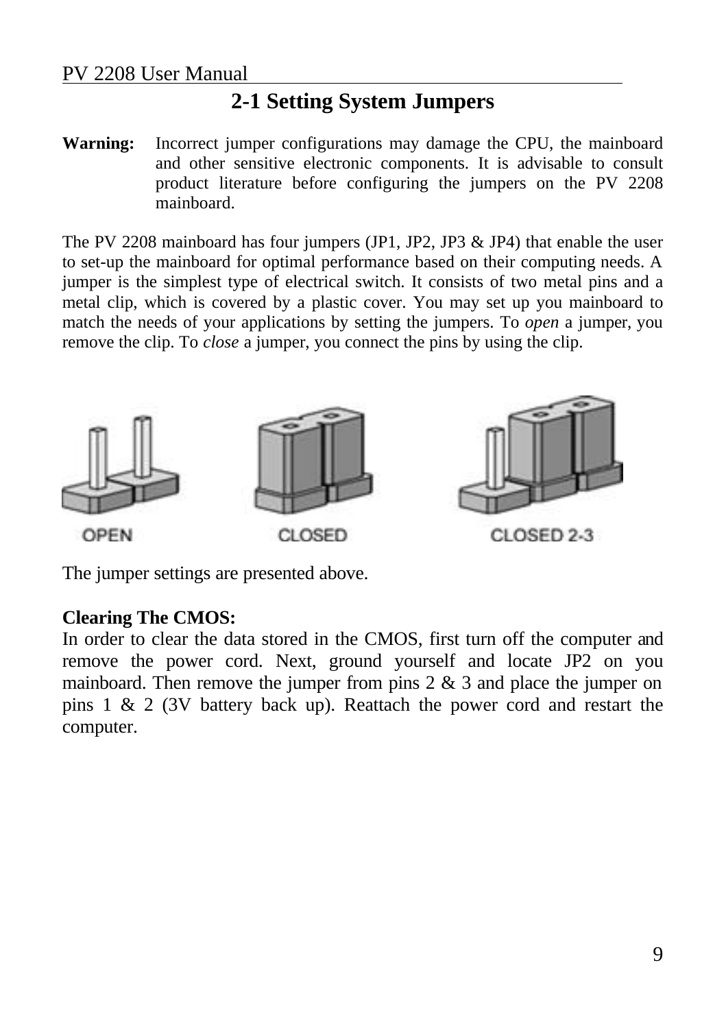## 2-1 Setting System Jumpers

**Warning:** Incorrect jumper configurations may damage the CPU, the mainboard and other sensitive electronic components. It is advisable to consult product literature before configuring the jumpers on the PV 2208 mainboard.

The PV 2208 mainboard has four jumpers (JP1, JP2, JP3 & JP4) that enable the user to set-up the mainboard for optimal performance based on their computing needs. A jumper is the simplest type of electrical switch. It consists of two metal pins and a metal clip, which is covered by a plastic cover. You may set up you mainboard to match the needs of your applications by setting the jumpers. To *open* a jumper, you remove the clip. To *close* a jumper, you connect the pins by using the clip.

OPEN CLOSED CLOSED 2-3

The jumper settings are presented above.

**Clearing The CMOS:**
In order to clear the data stored in the CMOS, first turn off the computer and remove the power cord. Next, ground yourself and locate JP2 on you mainboard. Then remove the jumper from pins 2 & 3 and place the jumper on pins 1 & 2 (3V battery back up). Reattach the power cord and restart the computer.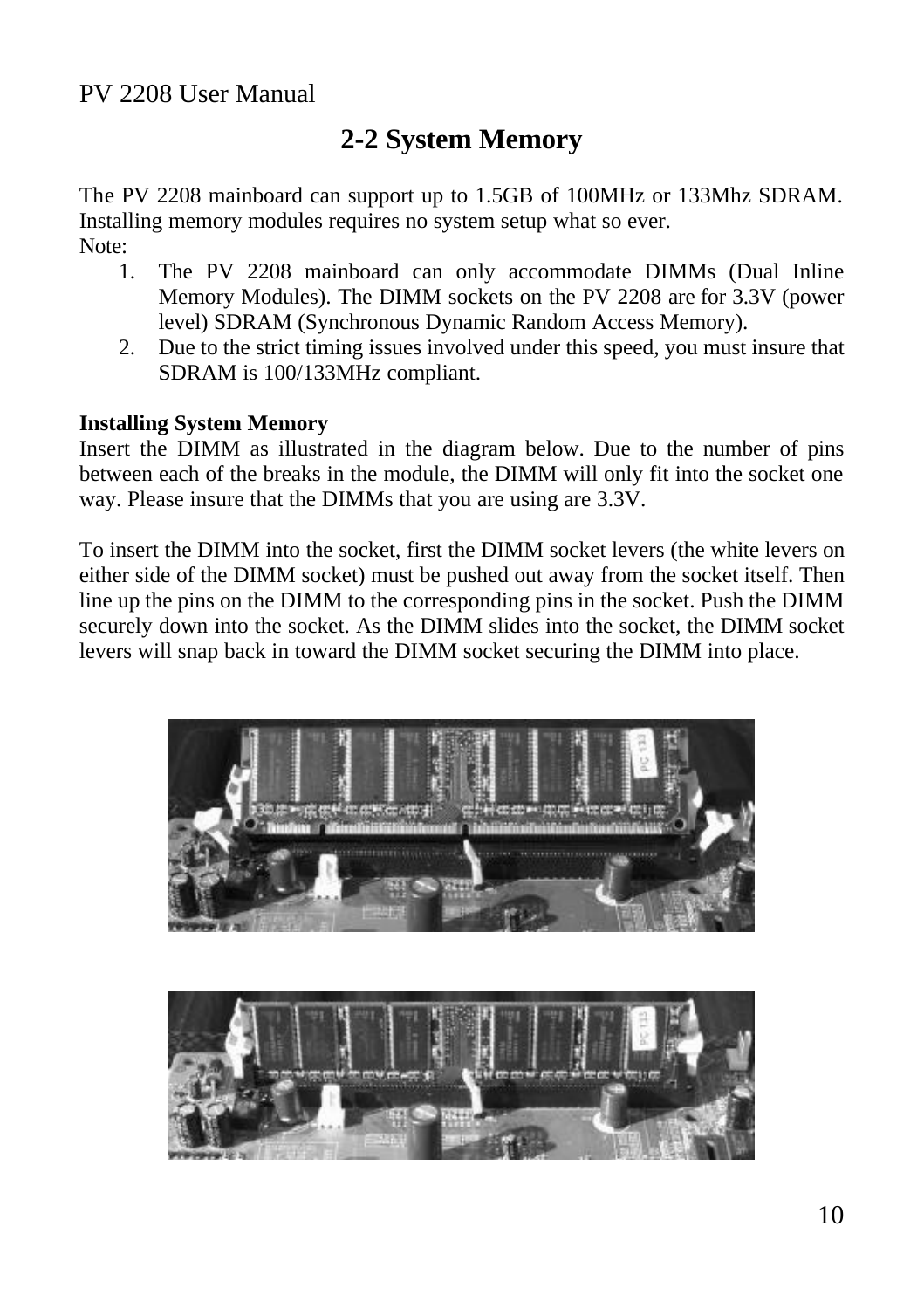## 2-2 System Memory

The PV 2208 mainboard can support up to 1.5GB of 100MHz or 133Mhz SDRAM. Installing memory modules requires no system setup what so ever.

Note:

1. The PV 2208 mainboard can only accommodate DIMMs (Dual Inline Memory Modules). The DIMM sockets on the PV 2208 are for 3.3V (power level) SDRAM (Synchronous Dynamic Random Access Memory).
2. Due to the strict timing issues involved under this speed, you must insure that SDRAM is 100/133MHz compliant.

**Installing System Memory**

Insert the DIMM as illustrated in the diagram below. Due to the number of pins between each of the breaks in the module, the DIMM will only fit into the socket one way. Please insure that the DIMMs that you are using are 3.3V.

To insert the DIMM into the socket, first the DIMM socket levers (the white levers on either side of the DIMM socket) must be pushed out away from the socket itself. Then line up the pins on the DIMM to the corresponding pins in the socket. Push the DIMM securely down into the socket. As the DIMM slides into the socket, the DIMM socket levers will snap back in toward the DIMM socket securing the DIMM into place.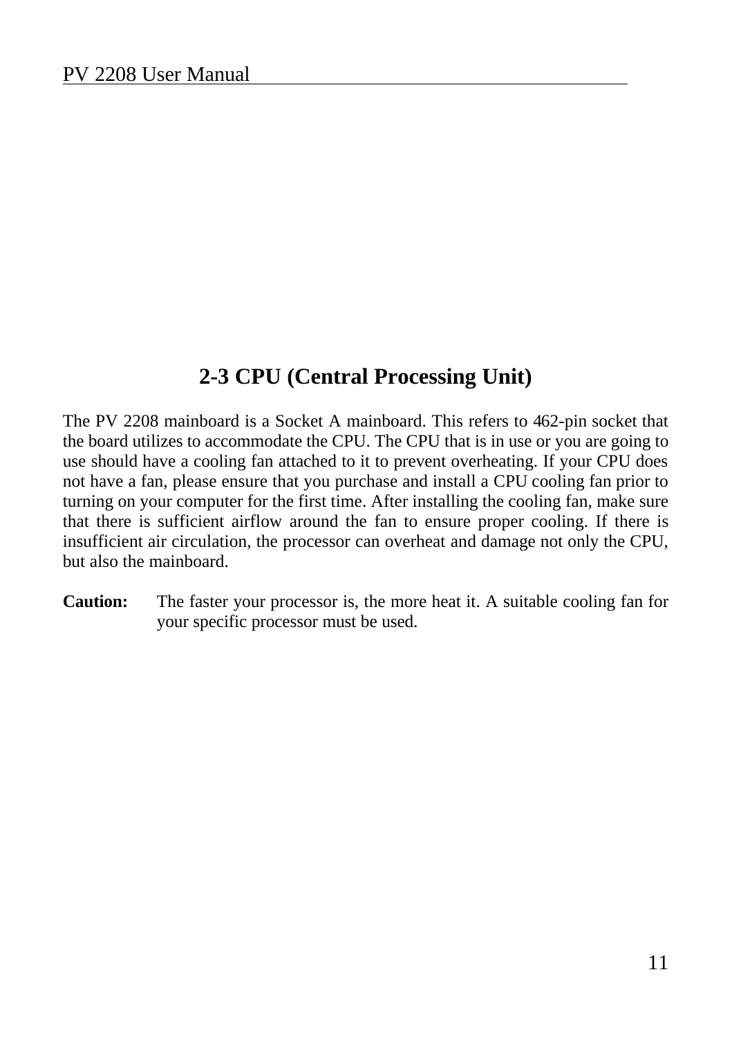## 2-3 CPU (Central Processing Unit)

The PV 2208 mainboard is a Socket A mainboard. This refers to 462-pin socket that the board utilizes to accommodate the CPU. The CPU that is in use or you are going to use should have a cooling fan attached to it to prevent overheating. If your CPU does not have a fan, please ensure that you purchase and install a CPU cooling fan prior to turning on your computer for the first time. After installing the cooling fan, make sure that there is sufficient airflow around the fan to ensure proper cooling. If there is insufficient air circulation, the processor can overheat and damage not only the CPU, but also the mainboard.

**Caution:** The faster your processor is, the more heat it. A suitable cooling fan for your specific processor must be used.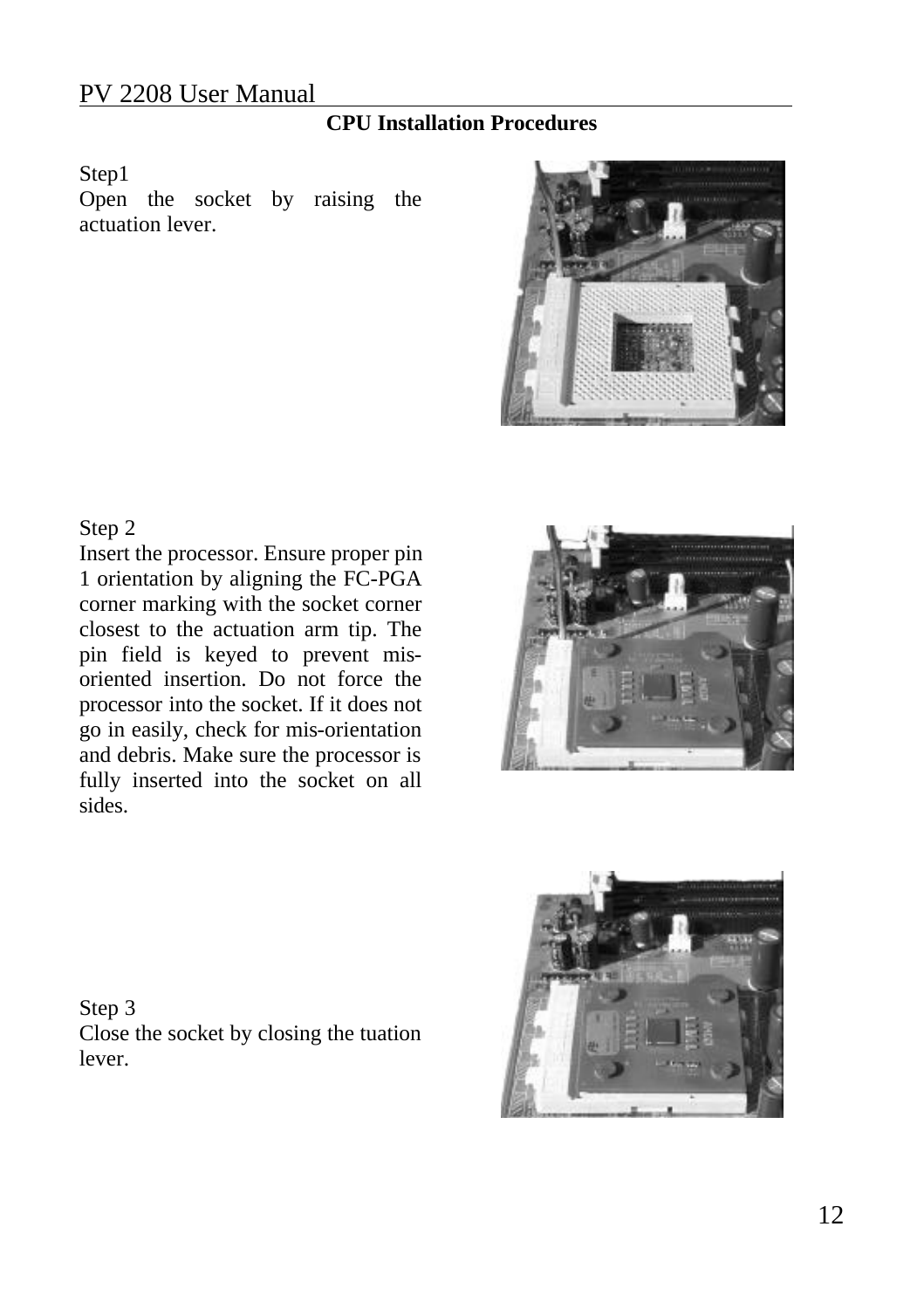## CPU Installation Procedures

Step1

Open the socket by raising the actuation lever.

Step 2

Insert the processor. Ensure proper pin 1 orientation by aligning the FC-PGA corner marking with the socket corner closest to the actuation arm tip. The pin field is keyed to prevent mis-oriented insertion. Do not force the processor into the socket. If it does not go in easily, check for mis-orientation and debris. Make sure the processor is fully inserted into the socket on all sides.

Step 3

Close the socket by closing the tuation lever.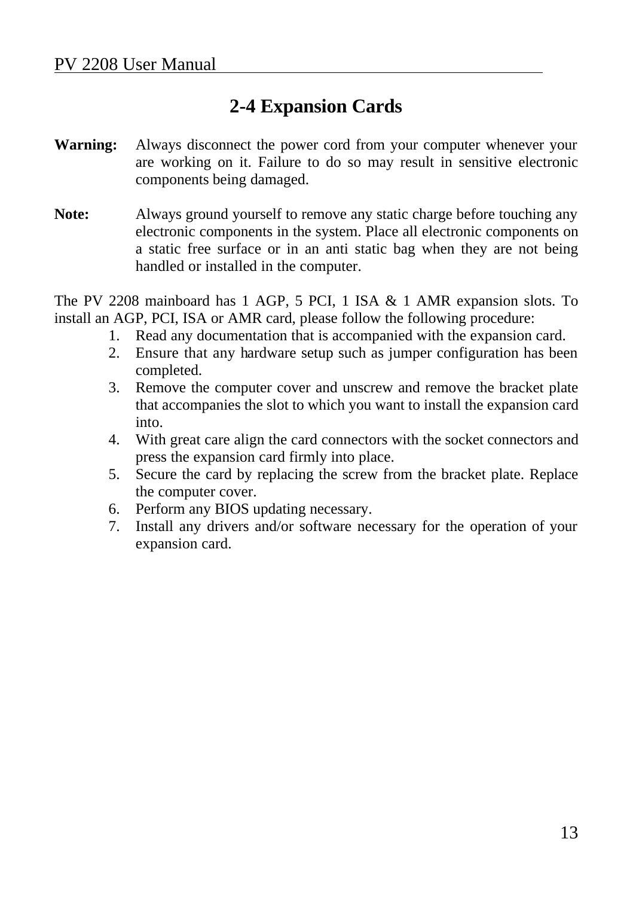## 2-4 Expansion Cards

**Warning:** Always disconnect the power cord from your computer whenever your are working on it. Failure to do so may result in sensitive electronic components being damaged.

**Note:** Always ground yourself to remove any static charge before touching any electronic components in the system. Place all electronic components on a static free surface or in an anti static bag when they are not being handled or installed in the computer.

The PV 2208 mainboard has 1 AGP, 5 PCI, 1 ISA & 1 AMR expansion slots. To install an AGP, PCI, ISA or AMR card, please follow the following procedure:

1. Read any documentation that is accompanied with the expansion card.
2. Ensure that any hardware setup such as jumper configuration has been completed.
3. Remove the computer cover and unscrew and remove the bracket plate that accompanies the slot to which you want to install the expansion card into.
4. With great care align the card connectors with the socket connectors and press the expansion card firmly into place.
5. Secure the card by replacing the screw from the bracket plate. Replace the computer cover.
6. Perform any BIOS updating necessary.
7. Install any drivers and/or software necessary for the operation of your expansion card.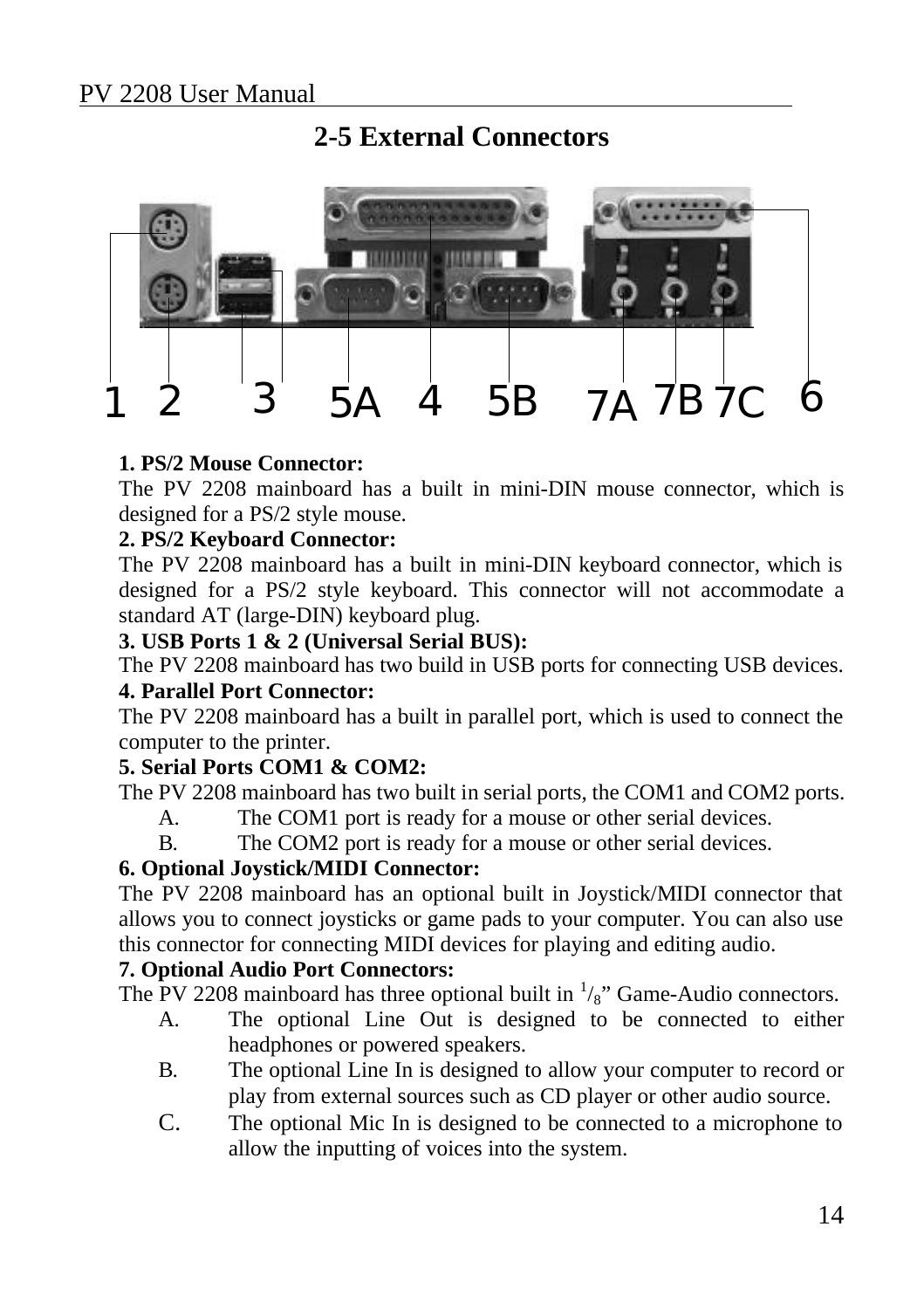## 2-5 External Connectors

1 2 3 5A 4 5B 7A 7B 7C 6

**1. PS/2 Mouse Connector:**

The PV 2208 mainboard has a built in mini-DIN mouse connector, which is designed for a PS/2 style mouse.

**2. PS/2 Keyboard Connector:**

The PV 2208 mainboard has a built in mini-DIN keyboard connector, which is designed for a PS/2 style keyboard. This connector will not accommodate a standard AT (large-DIN) keyboard plug.

**3. USB Ports 1 & 2 (Universal Serial BUS):**

The PV 2208 mainboard has two build in USB ports for connecting USB devices.

**4. Parallel Port Connector:**

The PV 2208 mainboard has a built in parallel port, which is used to connect the computer to the printer.

**5. Serial Ports COM1 & COM2:**

The PV 2208 mainboard has two built in serial ports, the COM1 and COM2 ports.

- A. The COM1 port is ready for a mouse or other serial devices.
- B. The COM2 port is ready for a mouse or other serial devices.

**6. Optional Joystick/MIDI Connector:**

The PV 2208 mainboard has an optional built in Joystick/MIDI connector that allows you to connect joysticks or game pads to your computer. You can also use this connector for connecting MIDI devices for playing and editing audio.

**7. Optional Audio Port Connectors:**

The PV 2208 mainboard has three optional built in 1/8" Game-Audio connectors.

- A. The optional Line Out is designed to be connected to either headphones or powered speakers.
- B. The optional Line In is designed to allow your computer to record or play from external sources such as CD player or other audio source.
- C. The optional Mic In is designed to be connected to a microphone to allow the inputting of voices into the system.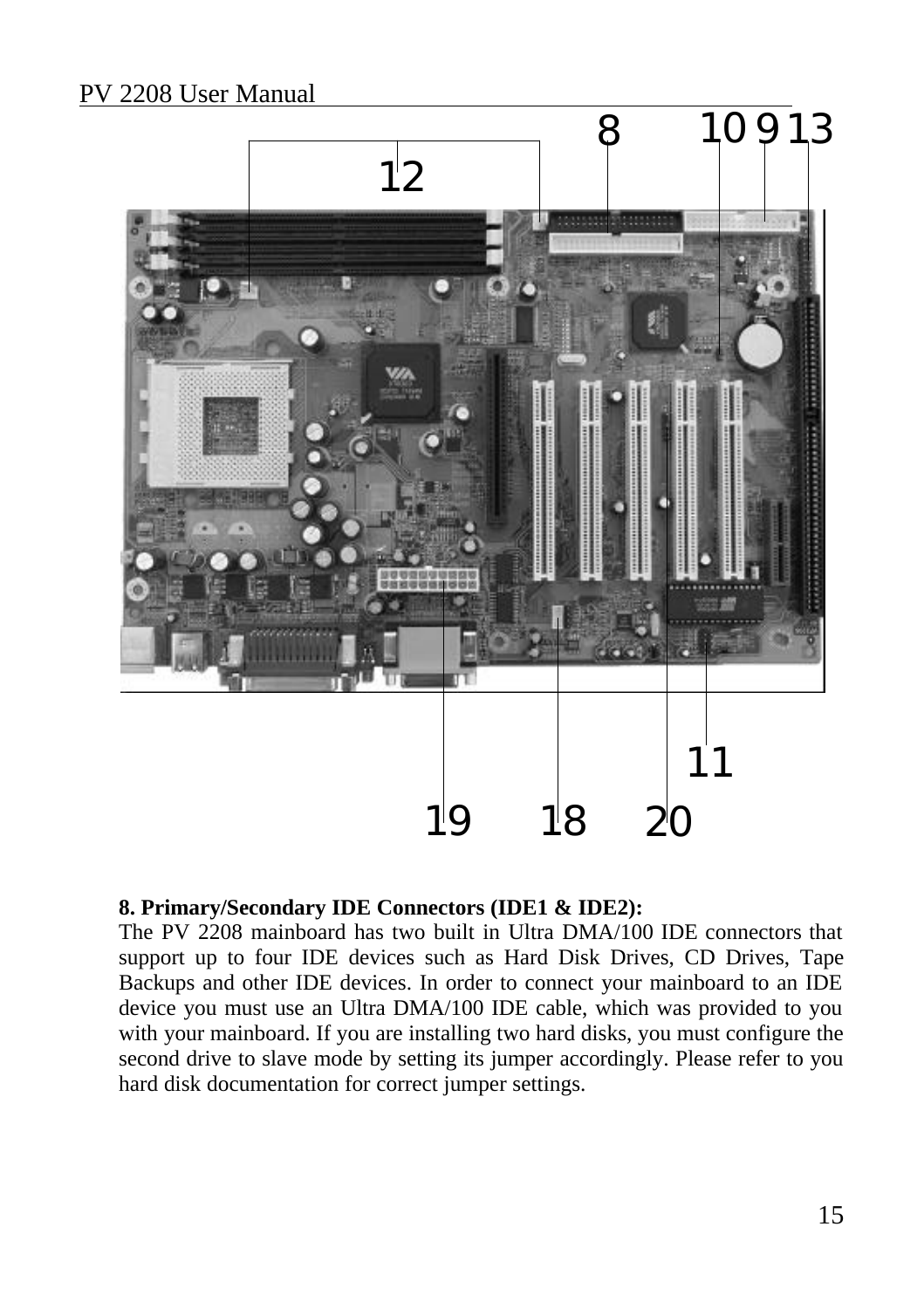**8. Primary/Secondary IDE Connectors (IDE1 & IDE2):**

The PV 2208 mainboard has two built in Ultra DMA/100 IDE connectors that support up to four IDE devices such as Hard Disk Drives, CD Drives, Tape Backups and other IDE devices. In order to connect your mainboard to an IDE device you must use an Ultra DMA/100 IDE cable, which was provided to you with your mainboard. If you are installing two hard disks, you must configure the second drive to slave mode by setting its jumper accordingly. Please refer to you hard disk documentation for correct jumper settings.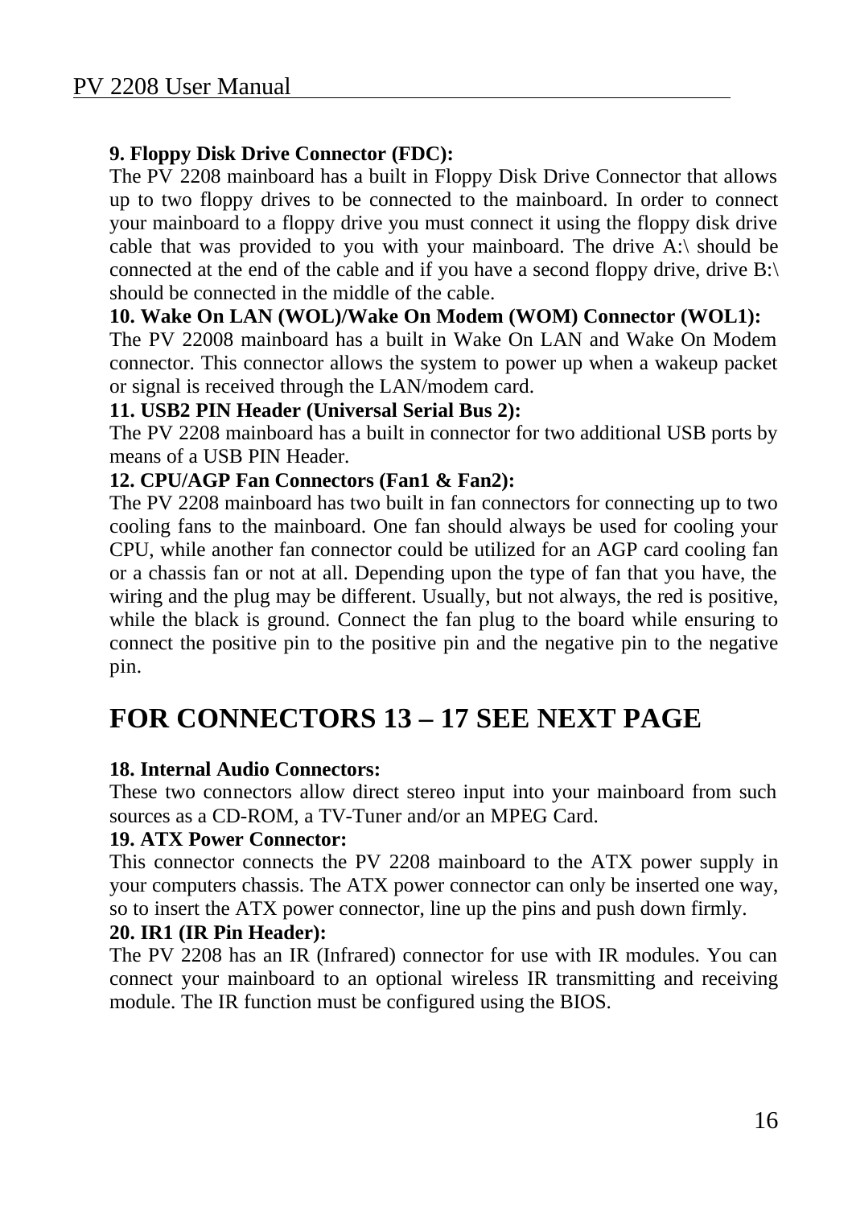**9. Floppy Disk Drive Connector (FDC):**

The PV 2208 mainboard has a built in Floppy Disk Drive Connector that allows up to two floppy drives to be connected to the mainboard. In order to connect your mainboard to a floppy drive you must connect it using the floppy disk drive cable that was provided to you with your mainboard. The drive A:\ should be connected at the end of the cable and if you have a second floppy drive, drive B:\ should be connected in the middle of the cable.

**10. Wake On LAN (WOL)/Wake On Modem (WOM) Connector (WOL1):**

The PV 22008 mainboard has a built in Wake On LAN and Wake On Modem connector. This connector allows the system to power up when a wakeup packet or signal is received through the LAN/modem card.

**11. USB2 PIN Header (Universal Serial Bus 2):**

The PV 2208 mainboard has a built in connector for two additional USB ports by means of a USB PIN Header.

**12. CPU/AGP Fan Connectors (Fan1 & Fan2):**

The PV 2208 mainboard has two built in fan connectors for connecting up to two cooling fans to the mainboard. One fan should always be used for cooling your CPU, while another fan connector could be utilized for an AGP card cooling fan or a chassis fan or not at all. Depending upon the type of fan that you have, the wiring and the plug may be different. Usually, but not always, the red is positive, while the black is ground. Connect the fan plug to the board while ensuring to connect the positive pin to the positive pin and the negative pin to the negative pin.

## FOR CONNECTORS 13 – 17 SEE NEXT PAGE

**18. Internal Audio Connectors:**

These two connectors allow direct stereo input into your mainboard from such sources as a CD-ROM, a TV-Tuner and/or an MPEG Card.

**19. ATX Power Connector:**

This connector connects the PV 2208 mainboard to the ATX power supply in your computers chassis. The ATX power connector can only be inserted one way, so to insert the ATX power connector, line up the pins and push down firmly.

**20. IR1 (IR Pin Header):**

The PV 2208 has an IR (Infrared) connector for use with IR modules. You can connect your mainboard to an optional wireless IR transmitting and receiving module. The IR function must be configured using the BIOS.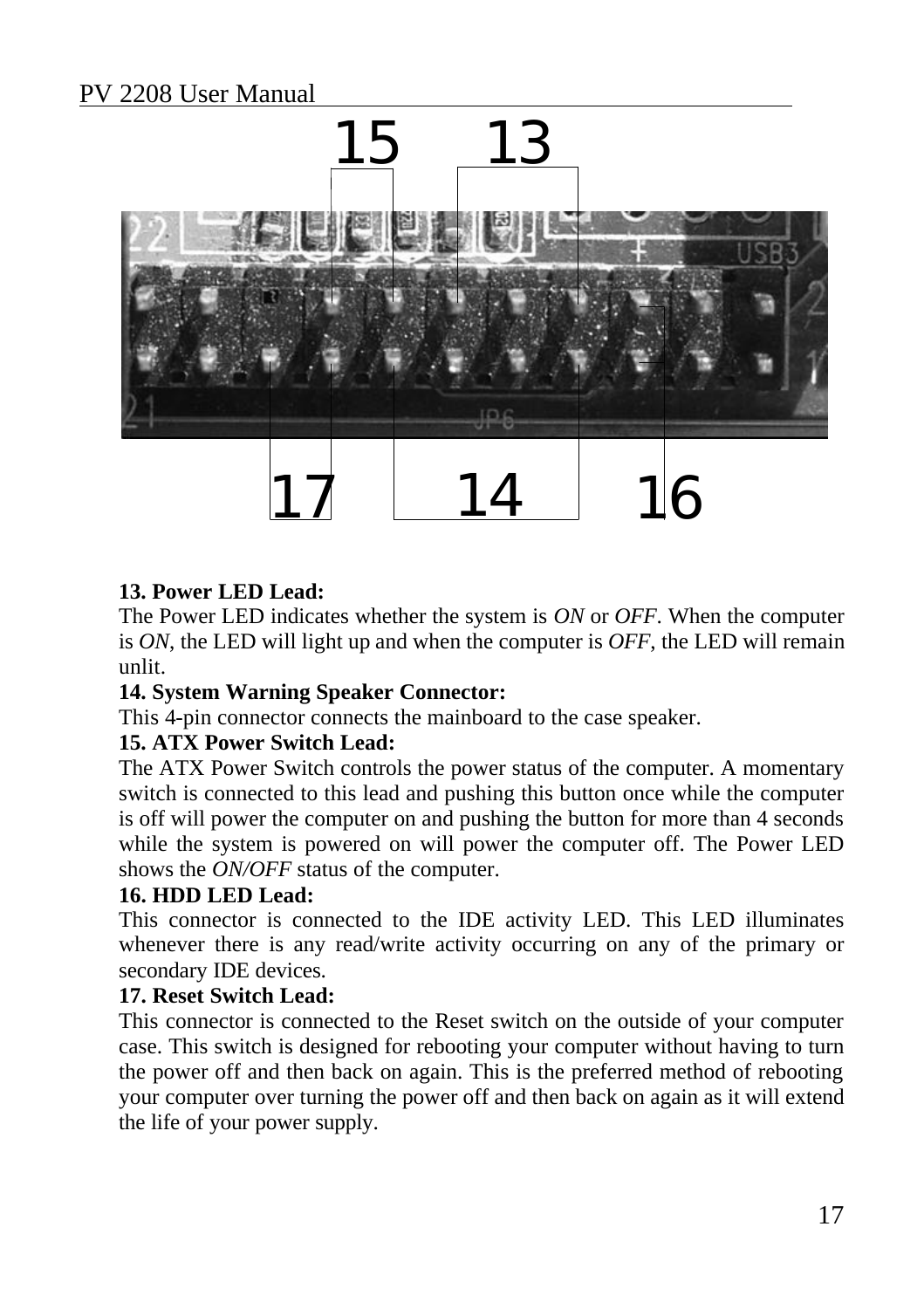**13. Power LED Lead:**

The Power LED indicates whether the system is *ON* or *OFF*. When the computer is *ON*, the LED will light up and when the computer is *OFF*, the LED will remain unlit.

**14. System Warning Speaker Connector:**

This 4-pin connector connects the mainboard to the case speaker.

**15. ATX Power Switch Lead:**

The ATX Power Switch controls the power status of the computer. A momentary switch is connected to this lead and pushing this button once while the computer is off will power the computer on and pushing the button for more than 4 seconds while the system is powered on will power the computer off. The Power LED shows the *ON/OFF* status of the computer.

**16. HDD LED Lead:**

This connector is connected to the IDE activity LED. This LED illuminates whenever there is any read/write activity occurring on any of the primary or secondary IDE devices.

**17. Reset Switch Lead:**

This connector is connected to the Reset switch on the outside of your computer case. This switch is designed for rebooting your computer without having to turn the power off and then back on again. This is the preferred method of rebooting your computer over turning the power off and then back on again as it will extend the life of your power supply.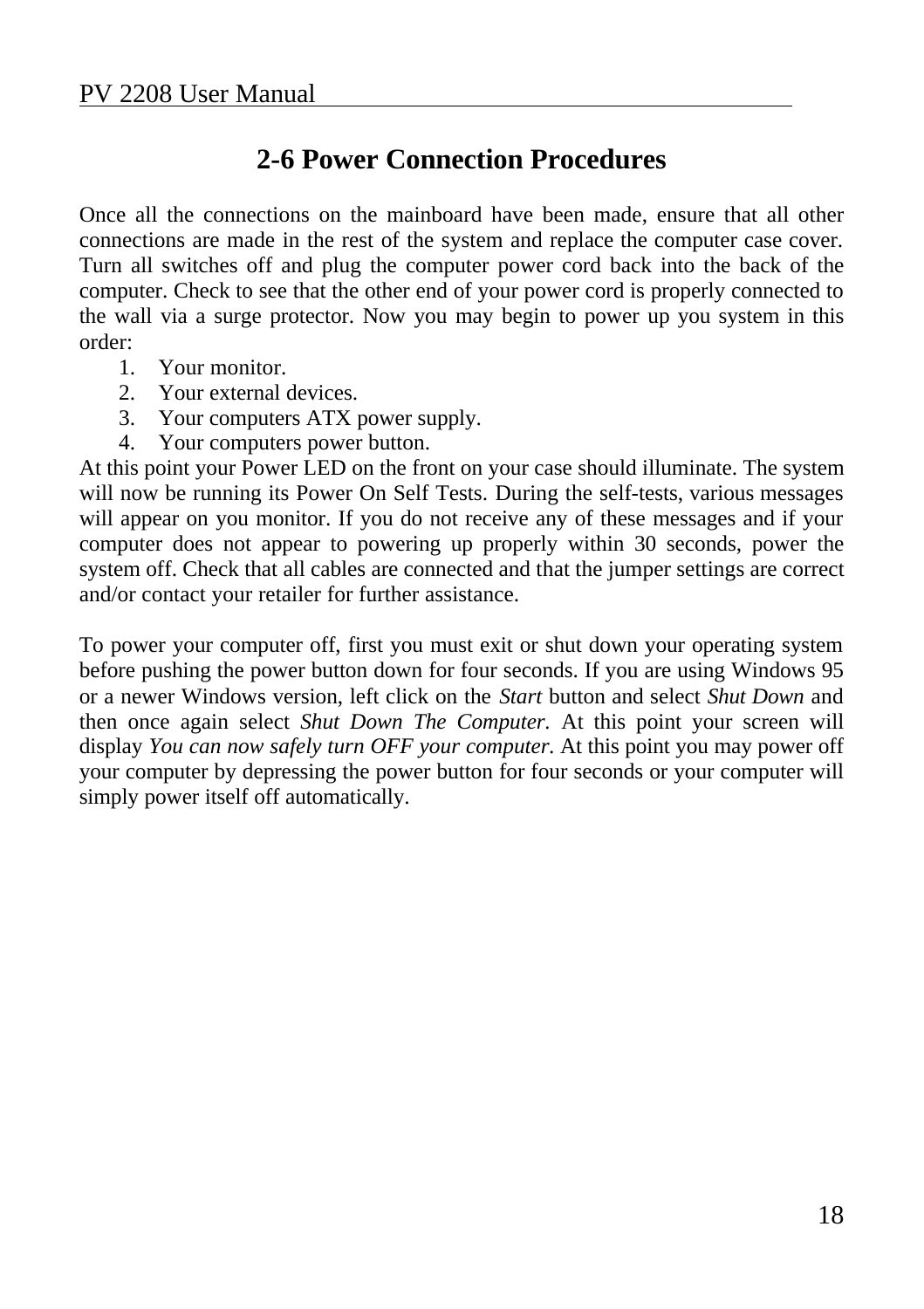## 2-6 Power Connection Procedures

Once all the connections on the mainboard have been made, ensure that all other connections are made in the rest of the system and replace the computer case cover. Turn all switches off and plug the computer power cord back into the back of the computer. Check to see that the other end of your power cord is properly connected to the wall via a surge protector. Now you may begin to power up you system in this order:

1. Your monitor.
2. Your external devices.
3. Your computers ATX power supply.
4. Your computers power button.

At this point your Power LED on the front on your case should illuminate. The system will now be running its Power On Self Tests. During the self-tests, various messages will appear on you monitor. If you do not receive any of these messages and if your computer does not appear to powering up properly within 30 seconds, power the system off. Check that all cables are connected and that the jumper settings are correct and/or contact your retailer for further assistance.

To power your computer off, first you must exit or shut down your operating system before pushing the power button down for four seconds. If you are using Windows 95 or a newer Windows version, left click on the *Start* button and select *Shut Down* and then once again select *Shut Down The Computer*. At this point your screen will display *You can now safely turn OFF your computer.* At this point you may power off your computer by depressing the power button for four seconds or your computer will simply power itself off automatically.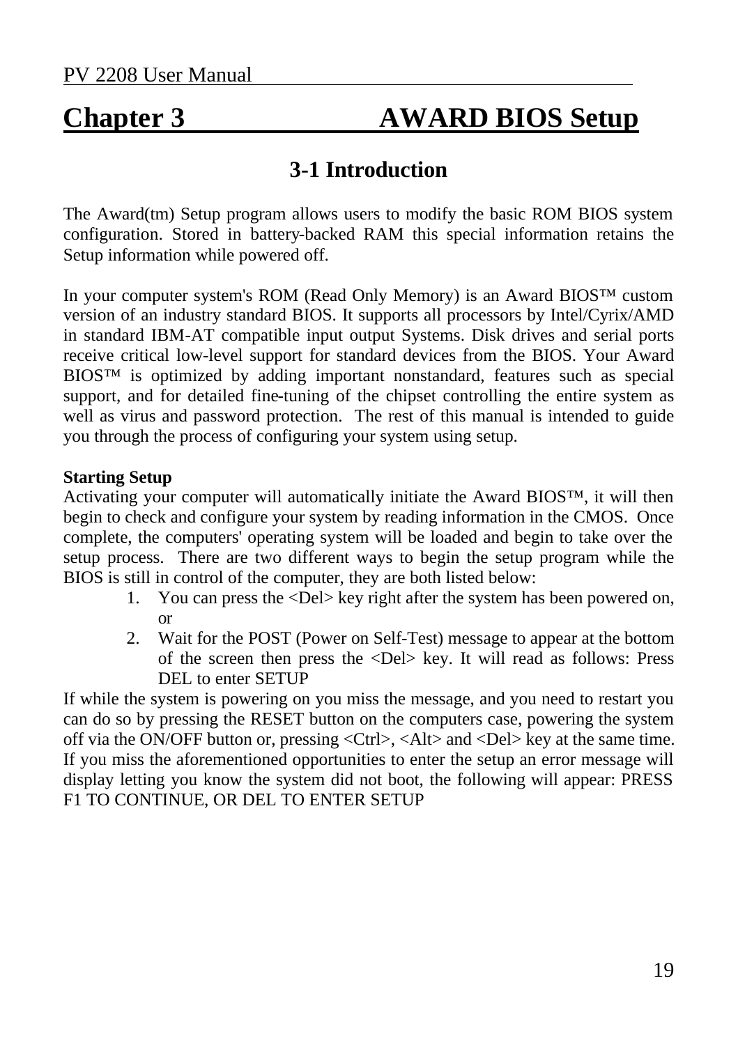# Chapter 3 AWARD BIOS Setup

## 3-1 Introduction

The Award(tm) Setup program allows users to modify the basic ROM BIOS system configuration. Stored in battery-backed RAM this special information retains the Setup information while powered off.

In your computer system's ROM (Read Only Memory) is an Award BIOS™ custom version of an industry standard BIOS. It supports all processors by Intel/Cyrix/AMD in standard IBM-AT compatible input output Systems. Disk drives and serial ports receive critical low-level support for standard devices from the BIOS. Your Award BIOS™ is optimized by adding important nonstandard, features such as special support, and for detailed fine-tuning of the chipset controlling the entire system as well as virus and password protection. The rest of this manual is intended to guide you through the process of configuring your system using setup.

**Starting Setup**

Activating your computer will automatically initiate the Award BIOS™, it will then begin to check and configure your system by reading information in the CMOS. Once complete, the computers' operating system will be loaded and begin to take over the setup process. There are two different ways to begin the setup program while the BIOS is still in control of the computer, they are both listed below:

1. You can press the <Del> key right after the system has been powered on, or
2. Wait for the POST (Power on Self-Test) message to appear at the bottom of the screen then press the <Del> key. It will read as follows: Press DEL to enter SETUP

If while the system is powering on you miss the message, and you need to restart you can do so by pressing the RESET button on the computers case, powering the system off via the ON/OFF button or, pressing <Ctrl>, <Alt> and <Del> key at the same time. If you miss the aforementioned opportunities to enter the setup an error message will display letting you know the system did not boot, the following will appear: PRESS F1 TO CONTINUE, OR DEL TO ENTER SETUP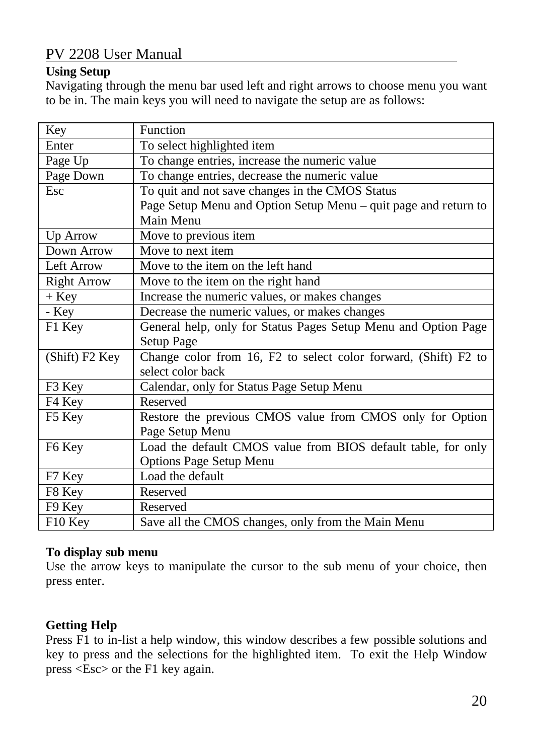## Using Setup

Navigating through the menu bar used left and right arrows to choose menu you want to be in. The main keys you will need to navigate the setup are as follows:

| Key | Function |
|---|---|
| Enter | To select highlighted item |
| Page Up | To change entries, increase the numeric value |
| Page Down | To change entries, decrease the numeric value |
| Esc | To quit and not save changes in the CMOS Status<br>Page Setup Menu and Option Setup Menu – quit page and return to Main Menu |
| Up Arrow | Move to previous item |
| Down Arrow | Move to next item |
| Left Arrow | Move to the item on the left hand |
| Right Arrow | Move to the item on the right hand |
| + Key | Increase the numeric values, or makes changes |
| - Key | Decrease the numeric values, or makes changes |
| F1 Key | General help, only for Status Pages Setup Menu and Option Page Setup Page |
| (Shift) F2 Key | Change color from 16, F2 to select color forward, (Shift) F2 to select color back |
| F3 Key | Calendar, only for Status Page Setup Menu |
| F4 Key | Reserved |
| F5 Key | Restore the previous CMOS value from CMOS only for Option Page Setup Menu |
| F6 Key | Load the default CMOS value from BIOS default table, for only Options Page Setup Menu |
| F7 Key | Load the default |
| F8 Key | Reserved |
| F9 Key | Reserved |
| F10 Key | Save all the CMOS changes, only from the Main Menu |

**To display sub menu**

Use the arrow keys to manipulate the cursor to the sub menu of your choice, then press enter.

**Getting Help**

Press F1 to in-list a help window, this window describes a few possible solutions and key to press and the selections for the highlighted item. To exit the Help Window press <Esc> or the F1 key again.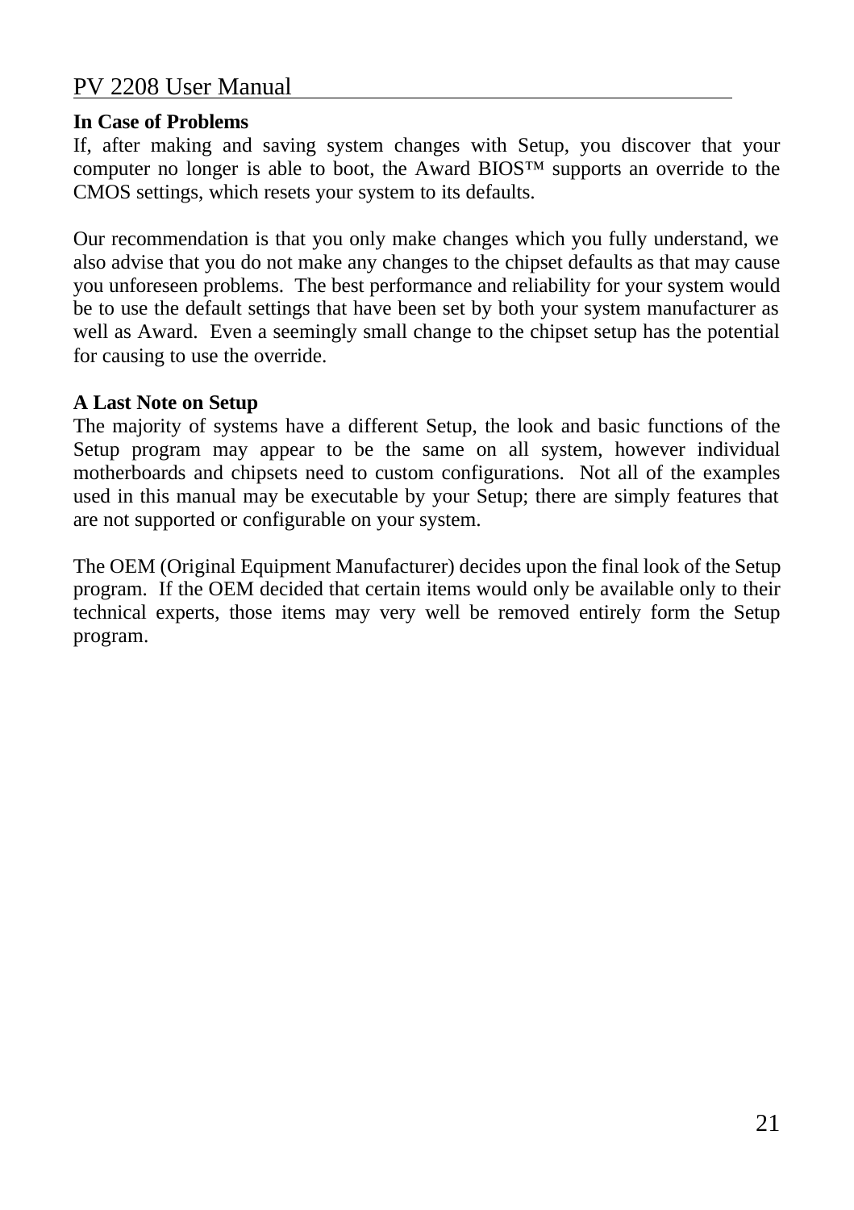**In Case of Problems**

If, after making and saving system changes with Setup, you discover that your computer no longer is able to boot, the Award BIOS™ supports an override to the CMOS settings, which resets your system to its defaults.

Our recommendation is that you only make changes which you fully understand, we also advise that you do not make any changes to the chipset defaults as that may cause you unforeseen problems. The best performance and reliability for your system would be to use the default settings that have been set by both your system manufacturer as well as Award. Even a seemingly small change to the chipset setup has the potential for causing to use the override.

**A Last Note on Setup**

The majority of systems have a different Setup, the look and basic functions of the Setup program may appear to be the same on all system, however individual motherboards and chipsets need to custom configurations. Not all of the examples used in this manual may be executable by your Setup; there are simply features that are not supported or configurable on your system.

The OEM (Original Equipment Manufacturer) decides upon the final look of the Setup program. If the OEM decided that certain items would only be available only to their technical experts, those items may very well be removed entirely form the Setup program.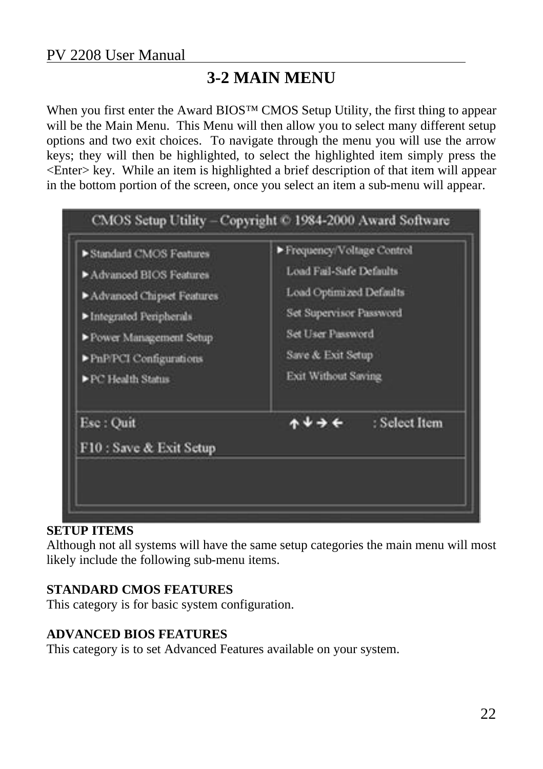## 3-2 MAIN MENU

When you first enter the Award BIOS™ CMOS Setup Utility, the first thing to appear will be the Main Menu. This Menu will then allow you to select many different setup options and two exit choices. To navigate through the menu you will use the arrow keys; they will then be highlighted, to select the highlighted item simply press the <Enter> key. While an item is highlighted a brief description of that item will appear in the bottom portion of the screen, once you select an item a sub-menu will appear.

```
CMOS Setup Utility – Copyright © 1984-2000 Award Software

► Standard CMOS Features          ► Frequency/Voltage Control
► Advanced BIOS Features            Load Fail-Safe Defaults
► Advanced Chipset Features         Load Optimized Defaults
► Integrated Peripherals            Set Supervisor Password
► Power Management Setup            Set User Password
► PnP/PCI Configurations            Save & Exit Setup
► PC Health Status                  Exit Without Saving

Esc : Quit                        ↑ ↓ → ←     : Select Item
F10 : Save & Exit Setup
```

**SETUP ITEMS**
Although not all systems will have the same setup categories the main menu will most likely include the following sub-menu items.

**STANDARD CMOS FEATURES**
This category is for basic system configuration.

**ADVANCED BIOS FEATURES**
This category is to set Advanced Features available on your system.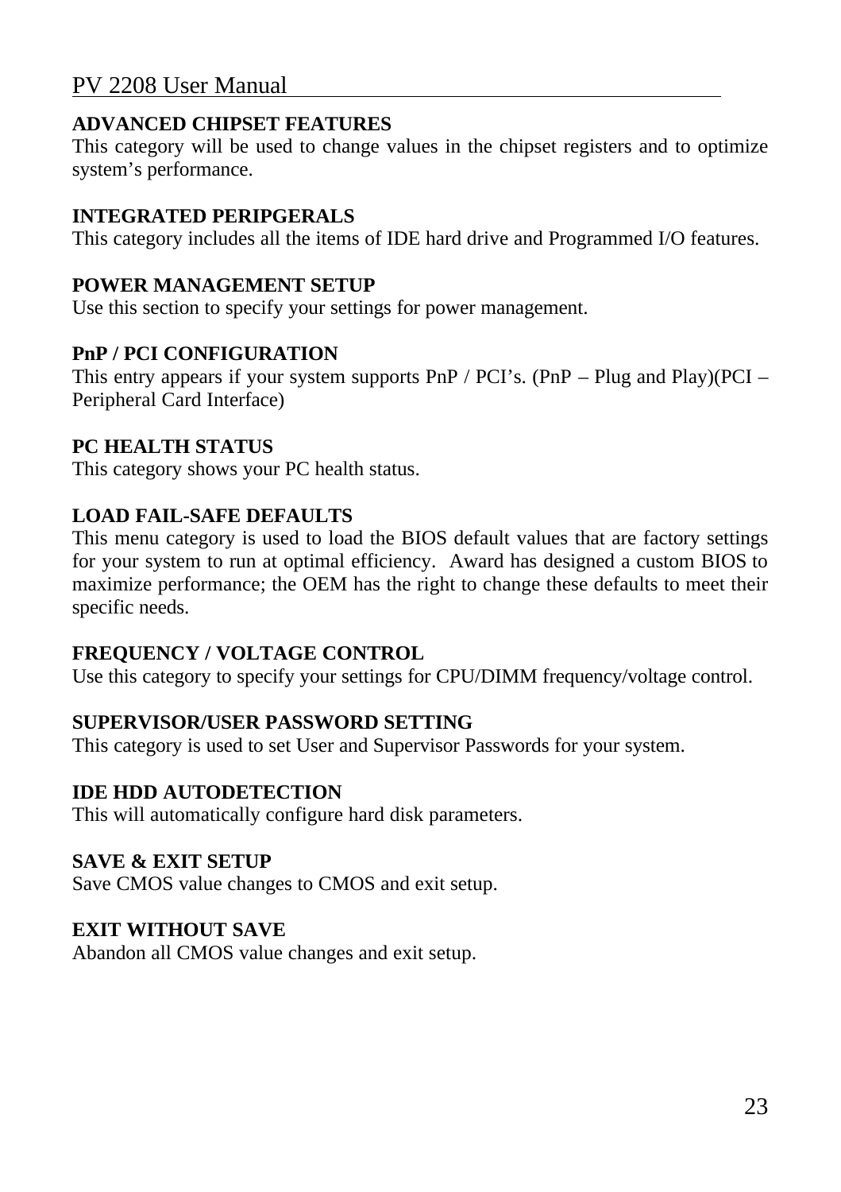**ADVANCED CHIPSET FEATURES**
This category will be used to change values in the chipset registers and to optimize system's performance.

**INTEGRATED PERIPGERALS**
This category includes all the items of IDE hard drive and Programmed I/O features.

**POWER MANAGEMENT SETUP**
Use this section to specify your settings for power management.

**PnP / PCI CONFIGURATION**
This entry appears if your system supports PnP / PCI's. (PnP – Plug and Play)(PCI – Peripheral Card Interface)

**PC HEALTH STATUS**
This category shows your PC health status.

**LOAD FAIL-SAFE DEFAULTS**
This menu category is used to load the BIOS default values that are factory settings for your system to run at optimal efficiency. Award has designed a custom BIOS to maximize performance; the OEM has the right to change these defaults to meet their specific needs.

**FREQUENCY / VOLTAGE CONTROL**
Use this category to specify your settings for CPU/DIMM frequency/voltage control.

**SUPERVISOR/USER PASSWORD SETTING**
This category is used to set User and Supervisor Passwords for your system.

**IDE HDD AUTODETECTION**
This will automatically configure hard disk parameters.

**SAVE & EXIT SETUP**
Save CMOS value changes to CMOS and exit setup.

**EXIT WITHOUT SAVE**
Abandon all CMOS value changes and exit setup.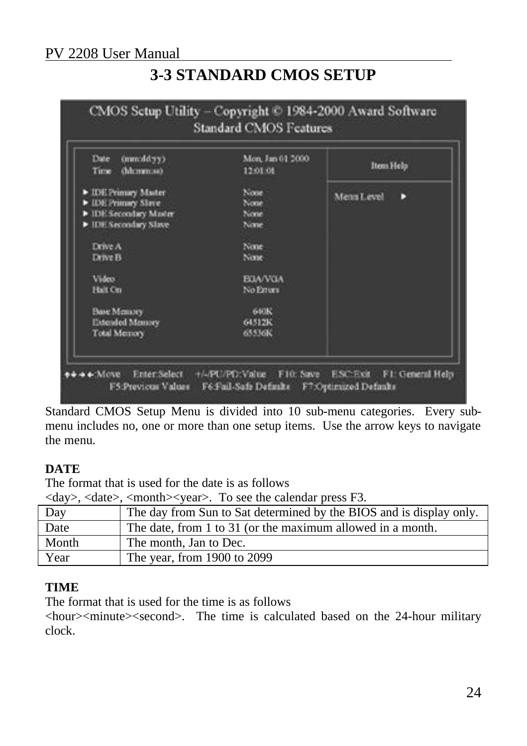## 3-3 STANDARD CMOS SETUP

Standard CMOS Setup Menu is divided into 10 sub-menu categories. Every sub-menu includes no, one or more than one setup items. Use the arrow keys to navigate the menu.

**DATE**

The format that is used for the date is as follows
<day>, <date>, <month><year>. To see the calendar press F3.

| Day | The day from Sun to Sat determined by the BIOS and is display only. |
|---|---|
| Date | The date, from 1 to 31 (or the maximum allowed in a month. |
| Month | The month, Jan to Dec. |
| Year | The year, from 1900 to 2099 |

**TIME**

The format that is used for the time is as follows
<hour><minute><second>. The time is calculated based on the 24-hour military clock.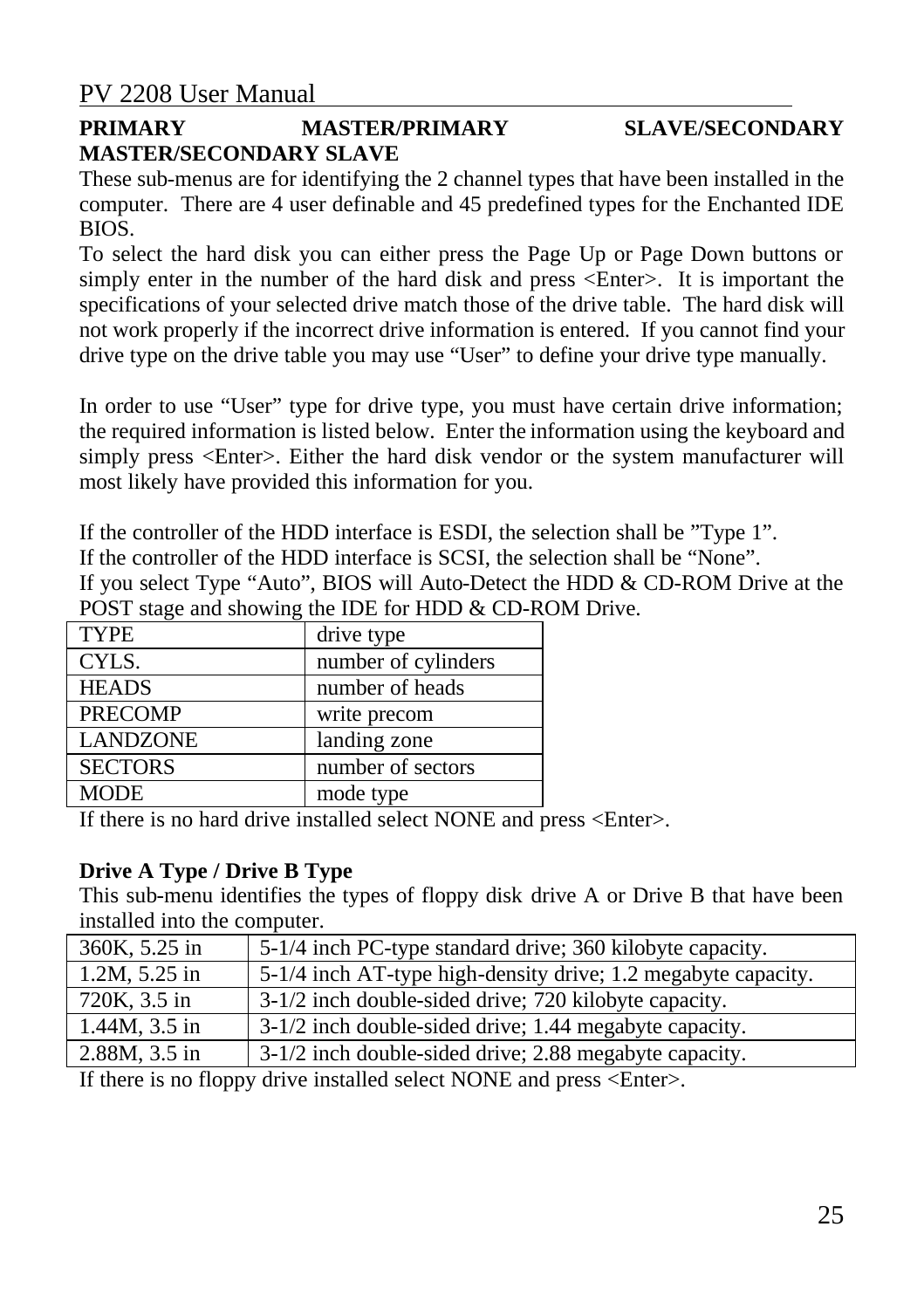**PRIMARY MASTER/PRIMARY SLAVE/SECONDARY MASTER/SECONDARY SLAVE**

These sub-menus are for identifying the 2 channel types that have been installed in the computer. There are 4 user definable and 45 predefined types for the Enchanted IDE BIOS.

To select the hard disk you can either press the Page Up or Page Down buttons or simply enter in the number of the hard disk and press <Enter>. It is important the specifications of your selected drive match those of the drive table. The hard disk will not work properly if the incorrect drive information is entered. If you cannot find your drive type on the drive table you may use “User” to define your drive type manually.

In order to use “User” type for drive type, you must have certain drive information; the required information is listed below. Enter the information using the keyboard and simply press <Enter>. Either the hard disk vendor or the system manufacturer will most likely have provided this information for you.

If the controller of the HDD interface is ESDI, the selection shall be ”Type 1”.
If the controller of the HDD interface is SCSI, the selection shall be “None”.
If you select Type “Auto”, BIOS will Auto-Detect the HDD & CD-ROM Drive at the POST stage and showing the IDE for HDD & CD-ROM Drive.

| | |
|---|---|
| TYPE | drive type |
| CYLS. | number of cylinders |
| HEADS | number of heads |
| PRECOMP | write precom |
| LANDZONE | landing zone |
| SECTORS | number of sectors |
| MODE | mode type |

If there is no hard drive installed select NONE and press <Enter>.

**Drive A Type / Drive B Type**

This sub-menu identifies the types of floppy disk drive A or Drive B that have been installed into the computer.

| | |
|---|---|
| 360K, 5.25 in | 5-1/4 inch PC-type standard drive; 360 kilobyte capacity. |
| 1.2M, 5.25 in | 5-1/4 inch AT-type high-density drive; 1.2 megabyte capacity. |
| 720K, 3.5 in | 3-1/2 inch double-sided drive; 720 kilobyte capacity. |
| 1.44M, 3.5 in | 3-1/2 inch double-sided drive; 1.44 megabyte capacity. |
| 2.88M, 3.5 in | 3-1/2 inch double-sided drive; 2.88 megabyte capacity. |

If there is no floppy drive installed select NONE and press <Enter>.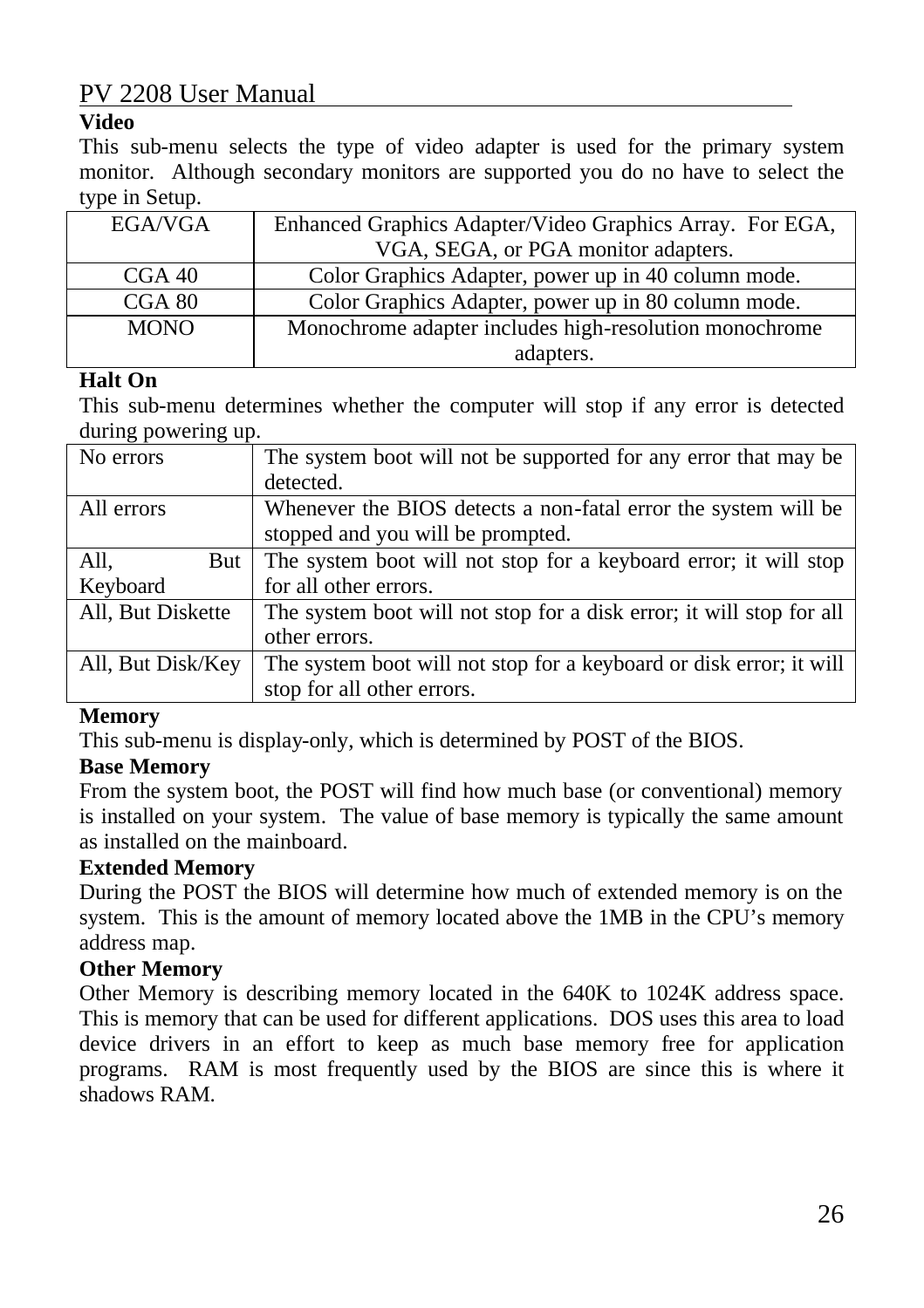**Video**

This sub-menu selects the type of video adapter is used for the primary system monitor. Although secondary monitors are supported you do no have to select the type in Setup.

| | |
|---|---|
| EGA/VGA | Enhanced Graphics Adapter/Video Graphics Array. For EGA, VGA, SEGA, or PGA monitor adapters. |
| CGA 40 | Color Graphics Adapter, power up in 40 column mode. |
| CGA 80 | Color Graphics Adapter, power up in 80 column mode. |
| MONO | Monochrome adapter includes high-resolution monochrome adapters. |

**Halt On**

This sub-menu determines whether the computer will stop if any error is detected during powering up.

| | |
|---|---|
| No errors | The system boot will not be supported for any error that may be detected. |
| All errors | Whenever the BIOS detects a non-fatal error the system will be stopped and you will be prompted. |
| All, But Keyboard | The system boot will not stop for a keyboard error; it will stop for all other errors. |
| All, But Diskette | The system boot will not stop for a disk error; it will stop for all other errors. |
| All, But Disk/Key | The system boot will not stop for a keyboard or disk error; it will stop for all other errors. |

**Memory**

This sub-menu is display-only, which is determined by POST of the BIOS.

**Base Memory**

From the system boot, the POST will find how much base (or conventional) memory is installed on your system. The value of base memory is typically the same amount as installed on the mainboard.

**Extended Memory**

During the POST the BIOS will determine how much of extended memory is on the system. This is the amount of memory located above the 1MB in the CPU's memory address map.

**Other Memory**

Other Memory is describing memory located in the 640K to 1024K address space. This is memory that can be used for different applications. DOS uses this area to load device drivers in an effort to keep as much base memory free for application programs. RAM is most frequently used by the BIOS are since this is where it shadows RAM.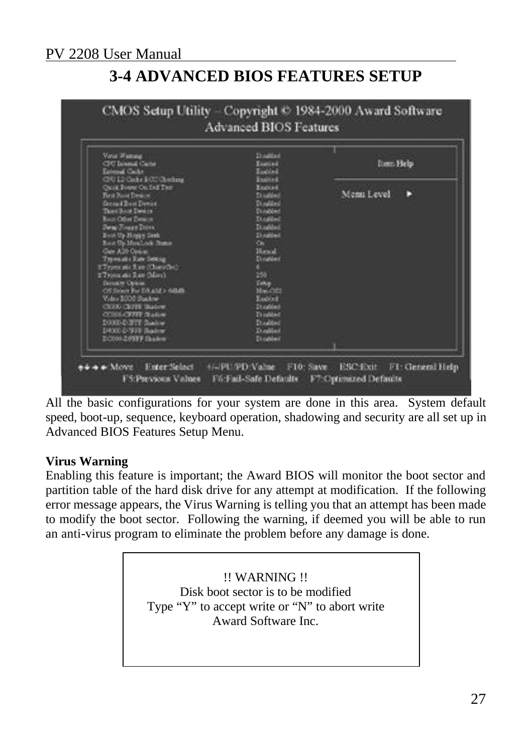# 3-4 ADVANCED BIOS FEATURES SETUP

```
CMOS Setup Utility – Copyright © 1984-2000 Award Software
                 Advanced BIOS Features

Virus Warning                      Disabled        Item Help
CPU Internal Cache                 Enabled
External Cache                     Enabled         Menu Level  ►
CPU L2 Cache ECC Checking          Enabled
Quick Power On Self Test           Enabled
First Boot Device                  Disabled
Second Boot Device                 Disabled
Third Boot Device                  Disabled
Boot Other Device                  Disabled
Swap Floppy Drive                  Disabled
Boot Up Floppy Seek                Disabled
Boot Up NumLock Status             On
Gate A20 Option                    Normal
Typematic Rate Setting             Disabled
x Typematic Rate (Chars/Sec)       6
x Typematic Delay (Msec)           250
Security Option                    Setup
OS Select For DRAM > 64MB          Non-OS2
Video BIOS Shadow                  Enabled
C8000-CBFFF Shadow                 Disabled
CC000-CFFFF Shadow                 Disabled
D0000-D3FFF Shadow                 Disabled
D4000-D7FFF Shadow                 Disabled
DC000-DFFFF Shadow                 Disabled

↑↓→← Move   Enter:Select   +/-/PU/PD:Value   F10: Save   ESC:Exit   F1: General Help
     F5:Previous Values   F6:Fail-Safe Defaults   F7:Optimized Defaults
```

All the basic configurations for your system are done in this area. System default speed, boot-up, sequence, keyboard operation, shadowing and security are all set up in Advanced BIOS Features Setup Menu.

**Virus Warning**

Enabling this feature is important; the Award BIOS will monitor the boot sector and partition table of the hard disk drive for any attempt at modification. If the following error message appears, the Virus Warning is telling you that an attempt has been made to modify the boot sector. Following the warning, if deemed you will be able to run an anti-virus program to eliminate the problem before any damage is done.

```
                    !! WARNING !!
            Disk boot sector is to be modified
     Type "Y" to accept write or "N" to abort write
                 Award Software Inc.
```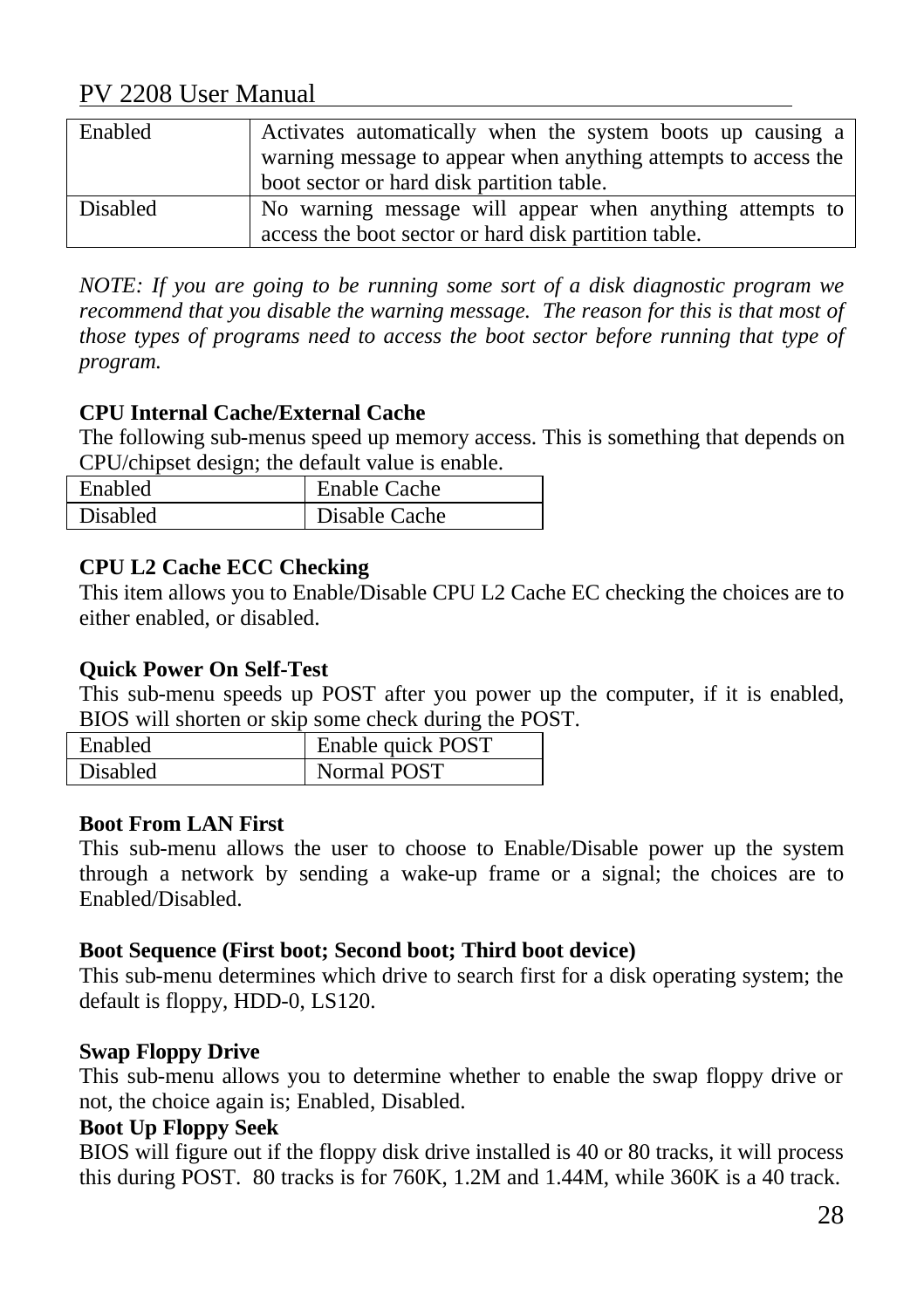| | |
|---|---|
| Enabled | Activates automatically when the system boots up causing a warning message to appear when anything attempts to access the boot sector or hard disk partition table. |
| Disabled | No warning message will appear when anything attempts to access the boot sector or hard disk partition table. |

*NOTE: If you are going to be running some sort of a disk diagnostic program we recommend that you disable the warning message. The reason for this is that most of those types of programs need to access the boot sector before running that type of program.*

**CPU Internal Cache/External Cache**

The following sub-menus speed up memory access. This is something that depends on CPU/chipset design; the default value is enable.

| | |
|---|---|
| Enabled | Enable Cache |
| Disabled | Disable Cache |

**CPU L2 Cache ECC Checking**

This item allows you to Enable/Disable CPU L2 Cache EC checking the choices are to either enabled, or disabled.

**Quick Power On Self-Test**

This sub-menu speeds up POST after you power up the computer, if it is enabled, BIOS will shorten or skip some check during the POST.

| | |
|---|---|
| Enabled | Enable quick POST |
| Disabled | Normal POST |

**Boot From LAN First**

This sub-menu allows the user to choose to Enable/Disable power up the system through a network by sending a wake-up frame or a signal; the choices are to Enabled/Disabled.

**Boot Sequence (First boot; Second boot; Third boot device)**

This sub-menu determines which drive to search first for a disk operating system; the default is floppy, HDD-0, LS120.

**Swap Floppy Drive**

This sub-menu allows you to determine whether to enable the swap floppy drive or not, the choice again is; Enabled, Disabled.

**Boot Up Floppy Seek**

BIOS will figure out if the floppy disk drive installed is 40 or 80 tracks, it will process this during POST. 80 tracks is for 760K, 1.2M and 1.44M, while 360K is a 40 track.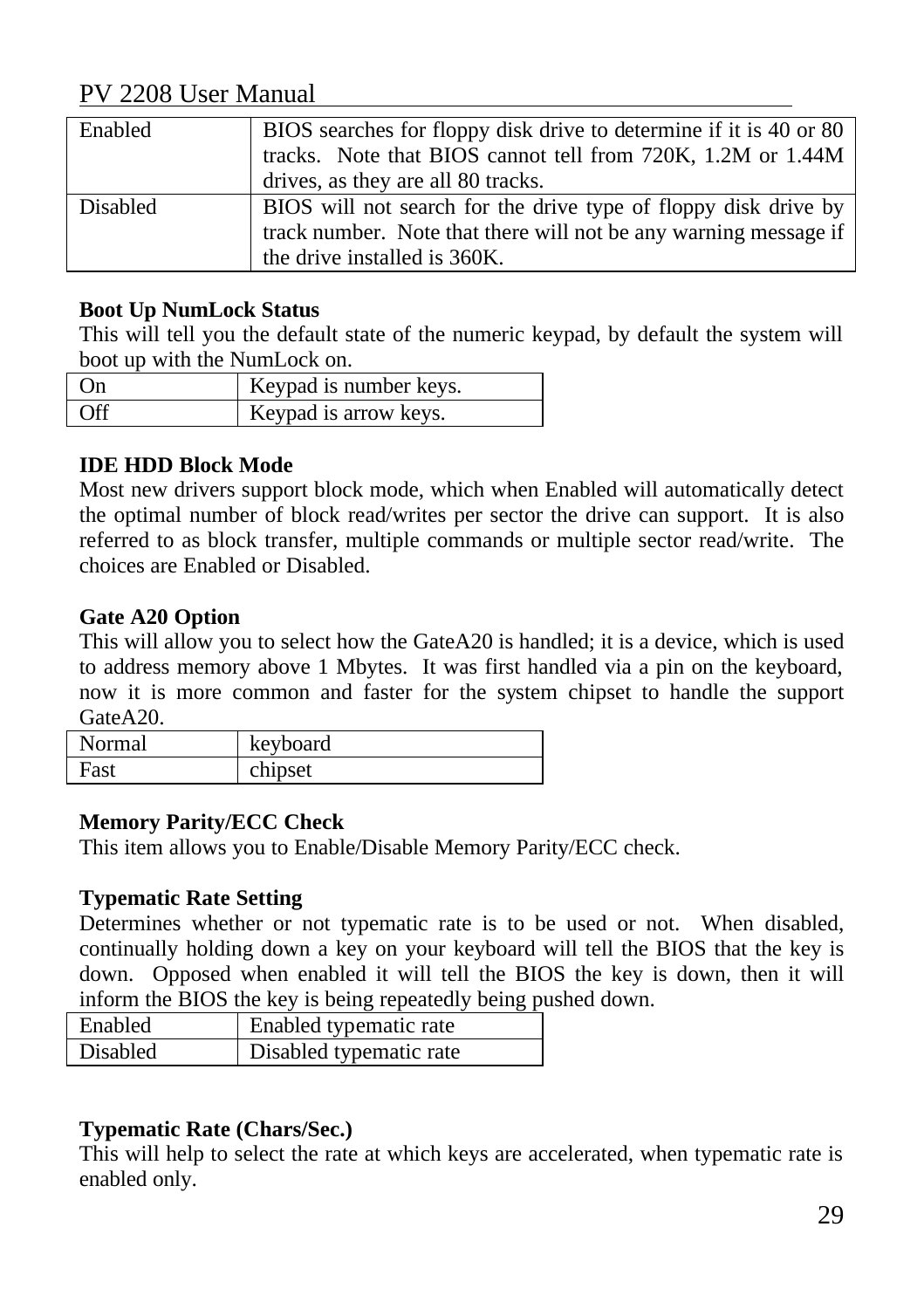| Enabled | BIOS searches for floppy disk drive to determine if it is 40 or 80 tracks. Note that BIOS cannot tell from 720K, 1.2M or 1.44M drives, as they are all 80 tracks. |
|---|---|
| Disabled | BIOS will not search for the drive type of floppy disk drive by track number. Note that there will not be any warning message if the drive installed is 360K. |

**Boot Up NumLock Status**

This will tell you the default state of the numeric keypad, by default the system will boot up with the NumLock on.

| On | Keypad is number keys. |
|---|---|
| Off | Keypad is arrow keys. |

**IDE HDD Block Mode**

Most new drivers support block mode, which when Enabled will automatically detect the optimal number of block read/writes per sector the drive can support. It is also referred to as block transfer, multiple commands or multiple sector read/write. The choices are Enabled or Disabled.

**Gate A20 Option**

This will allow you to select how the GateA20 is handled; it is a device, which is used to address memory above 1 Mbytes. It was first handled via a pin on the keyboard, now it is more common and faster for the system chipset to handle the support GateA20.

| Normal | keyboard |
|---|---|
| Fast | chipset |

**Memory Parity/ECC Check**

This item allows you to Enable/Disable Memory Parity/ECC check.

**Typematic Rate Setting**

Determines whether or not typematic rate is to be used or not. When disabled, continually holding down a key on your keyboard will tell the BIOS that the key is down. Opposed when enabled it will tell the BIOS the key is down, then it will inform the BIOS the key is being repeatedly being pushed down.

| Enabled | Enabled typematic rate |
|---|---|
| Disabled | Disabled typematic rate |

**Typematic Rate (Chars/Sec.)**

This will help to select the rate at which keys are accelerated, when typematic rate is enabled only.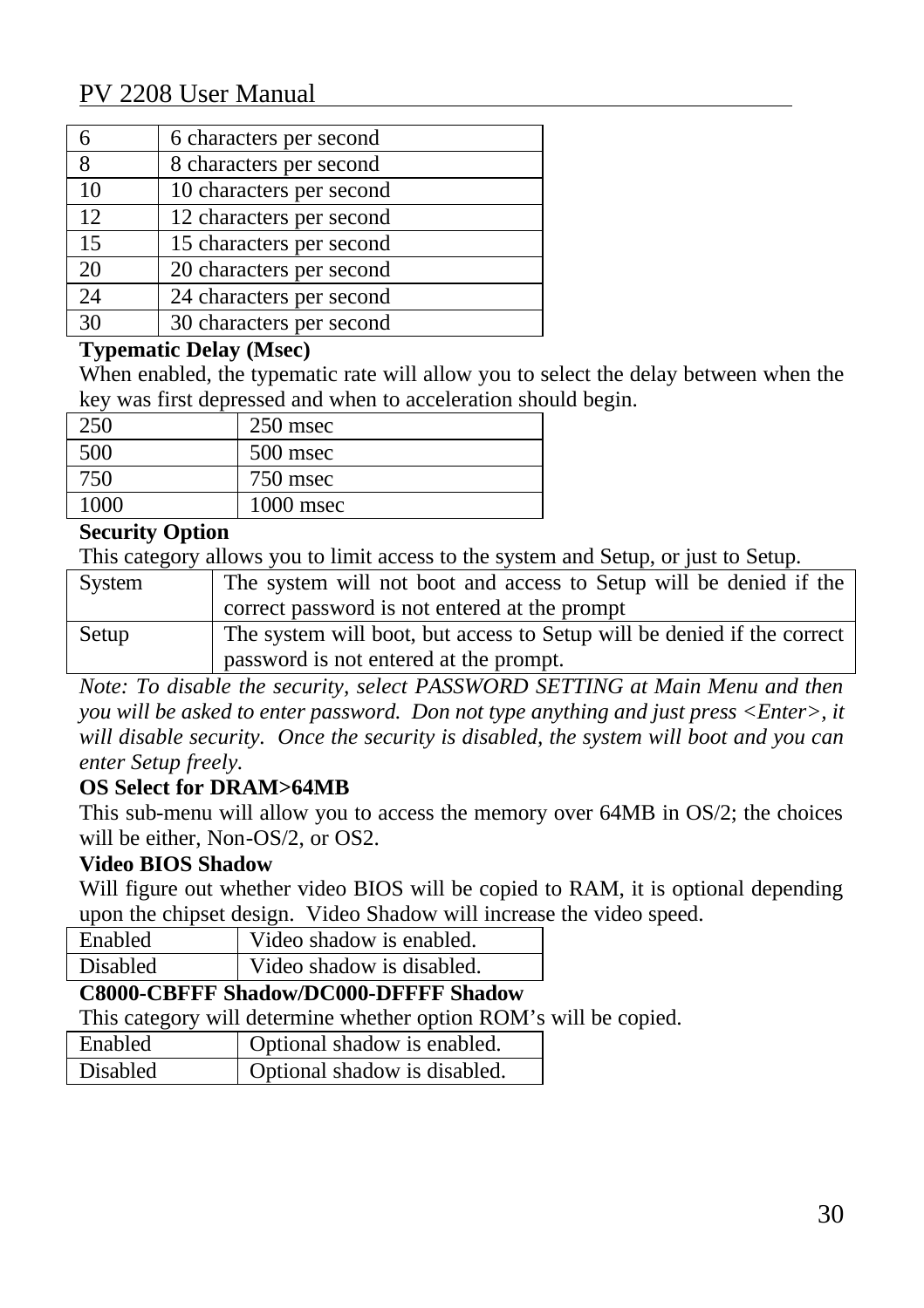| | |
|---|---|
| 6 | 6 characters per second |
| 8 | 8 characters per second |
| 10 | 10 characters per second |
| 12 | 12 characters per second |
| 15 | 15 characters per second |
| 20 | 20 characters per second |
| 24 | 24 characters per second |
| 30 | 30 characters per second |

**Typematic Delay (Msec)**

When enabled, the typematic rate will allow you to select the delay between when the key was first depressed and when to acceleration should begin.

| | |
|---|---|
| 250 | 250 msec |
| 500 | 500 msec |
| 750 | 750 msec |
| 1000 | 1000 msec |

**Security Option**

This category allows you to limit access to the system and Setup, or just to Setup.

| | |
|---|---|
| System | The system will not boot and access to Setup will be denied if the correct password is not entered at the prompt |
| Setup | The system will boot, but access to Setup will be denied if the correct password is not entered at the prompt. |

*Note: To disable the security, select PASSWORD SETTING at Main Menu and then you will be asked to enter password. Don not type anything and just press <Enter>, it will disable security. Once the security is disabled, the system will boot and you can enter Setup freely.*

**OS Select for DRAM>64MB**

This sub-menu will allow you to access the memory over 64MB in OS/2; the choices will be either, Non-OS/2, or OS2.

**Video BIOS Shadow**

Will figure out whether video BIOS will be copied to RAM, it is optional depending upon the chipset design. Video Shadow will increase the video speed.

| | |
|---|---|
| Enabled | Video shadow is enabled. |
| Disabled | Video shadow is disabled. |

**C8000-CBFFF Shadow/DC000-DFFFF Shadow**

This category will determine whether option ROM's will be copied.

| | |
|---|---|
| Enabled | Optional shadow is enabled. |
| Disabled | Optional shadow is disabled. |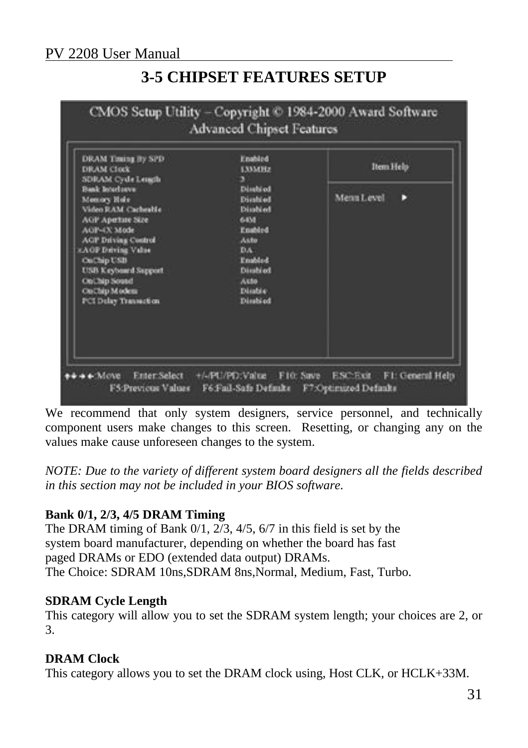# 3-5 CHIPSET FEATURES SETUP

We recommend that only system designers, service personnel, and technically component users make changes to this screen. Resetting, or changing any on the values make cause unforeseen changes to the system.

*NOTE: Due to the variety of different system board designers all the fields described in this section may not be included in your BIOS software.*

**Bank 0/1, 2/3, 4/5 DRAM Timing**
The DRAM timing of Bank 0/1, 2/3, 4/5, 6/7 in this field is set by the system board manufacturer, depending on whether the board has fast paged DRAMs or EDO (extended data output) DRAMs.
The Choice: SDRAM 10ns,SDRAM 8ns,Normal, Medium, Fast, Turbo.

**SDRAM Cycle Length**
This category will allow you to set the SDRAM system length; your choices are 2, or 3.

**DRAM Clock**
This category allows you to set the DRAM clock using, Host CLK, or HCLK+33M.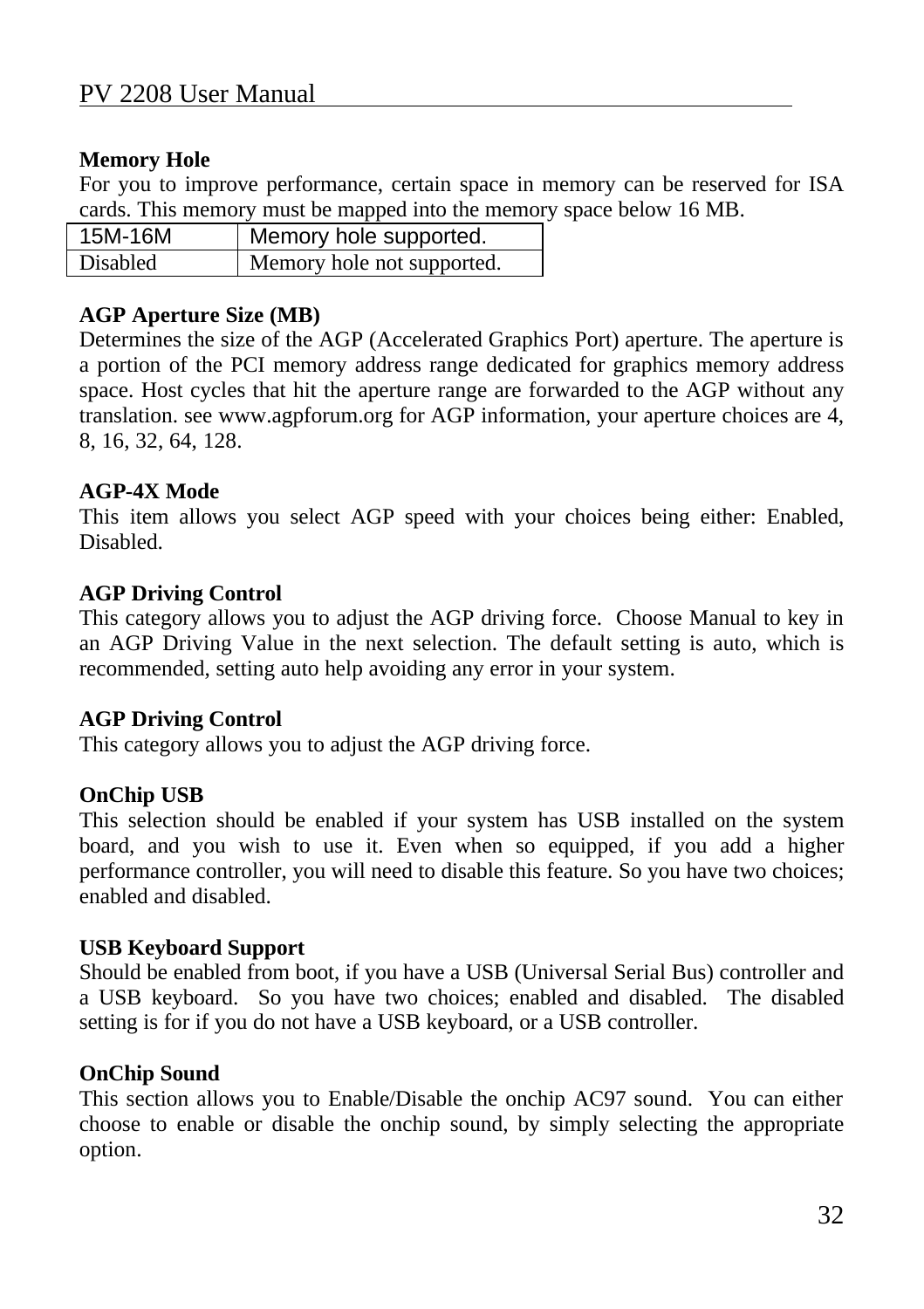**Memory Hole**

For you to improve performance, certain space in memory can be reserved for ISA cards. This memory must be mapped into the memory space below 16 MB.

| 15M-16M | Memory hole supported. |
|---|---|
| Disabled | Memory hole not supported. |

**AGP Aperture Size (MB)**

Determines the size of the AGP (Accelerated Graphics Port) aperture. The aperture is a portion of the PCI memory address range dedicated for graphics memory address space. Host cycles that hit the aperture range are forwarded to the AGP without any translation. see www.agpforum.org for AGP information, your aperture choices are 4, 8, 16, 32, 64, 128.

**AGP-4X Mode**

This item allows you select AGP speed with your choices being either: Enabled, Disabled.

**AGP Driving Control**

This category allows you to adjust the AGP driving force. Choose Manual to key in an AGP Driving Value in the next selection. The default setting is auto, which is recommended, setting auto help avoiding any error in your system.

**AGP Driving Control**

This category allows you to adjust the AGP driving force.

**OnChip USB**

This selection should be enabled if your system has USB installed on the system board, and you wish to use it. Even when so equipped, if you add a higher performance controller, you will need to disable this feature. So you have two choices; enabled and disabled.

**USB Keyboard Support**

Should be enabled from boot, if you have a USB (Universal Serial Bus) controller and a USB keyboard. So you have two choices; enabled and disabled. The disabled setting is for if you do not have a USB keyboard, or a USB controller.

**OnChip Sound**

This section allows you to Enable/Disable the onchip AC97 sound. You can either choose to enable or disable the onchip sound, by simply selecting the appropriate option.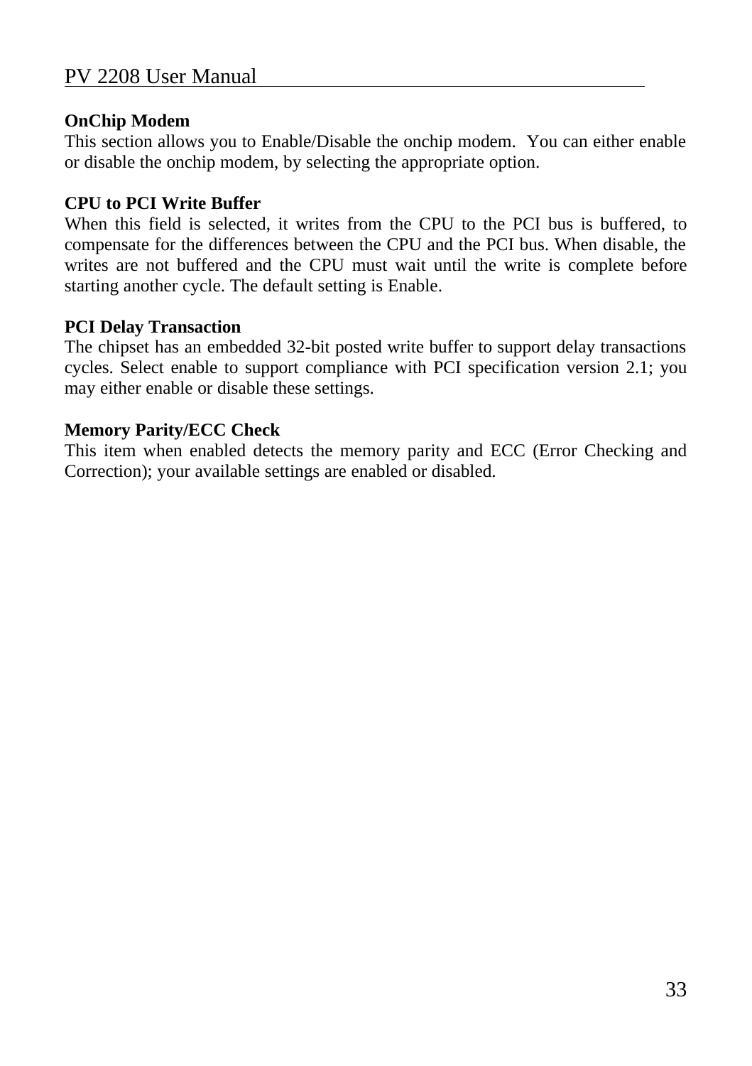**OnChip Modem**
This section allows you to Enable/Disable the onchip modem. You can either enable or disable the onchip modem, by selecting the appropriate option.

**CPU to PCI Write Buffer**
When this field is selected, it writes from the CPU to the PCI bus is buffered, to compensate for the differences between the CPU and the PCI bus. When disable, the writes are not buffered and the CPU must wait until the write is complete before starting another cycle. The default setting is Enable.

**PCI Delay Transaction**
The chipset has an embedded 32-bit posted write buffer to support delay transactions cycles. Select enable to support compliance with PCI specification version 2.1; you may either enable or disable these settings.

**Memory Parity/ECC Check**
This item when enabled detects the memory parity and ECC (Error Checking and Correction); your available settings are enabled or disabled.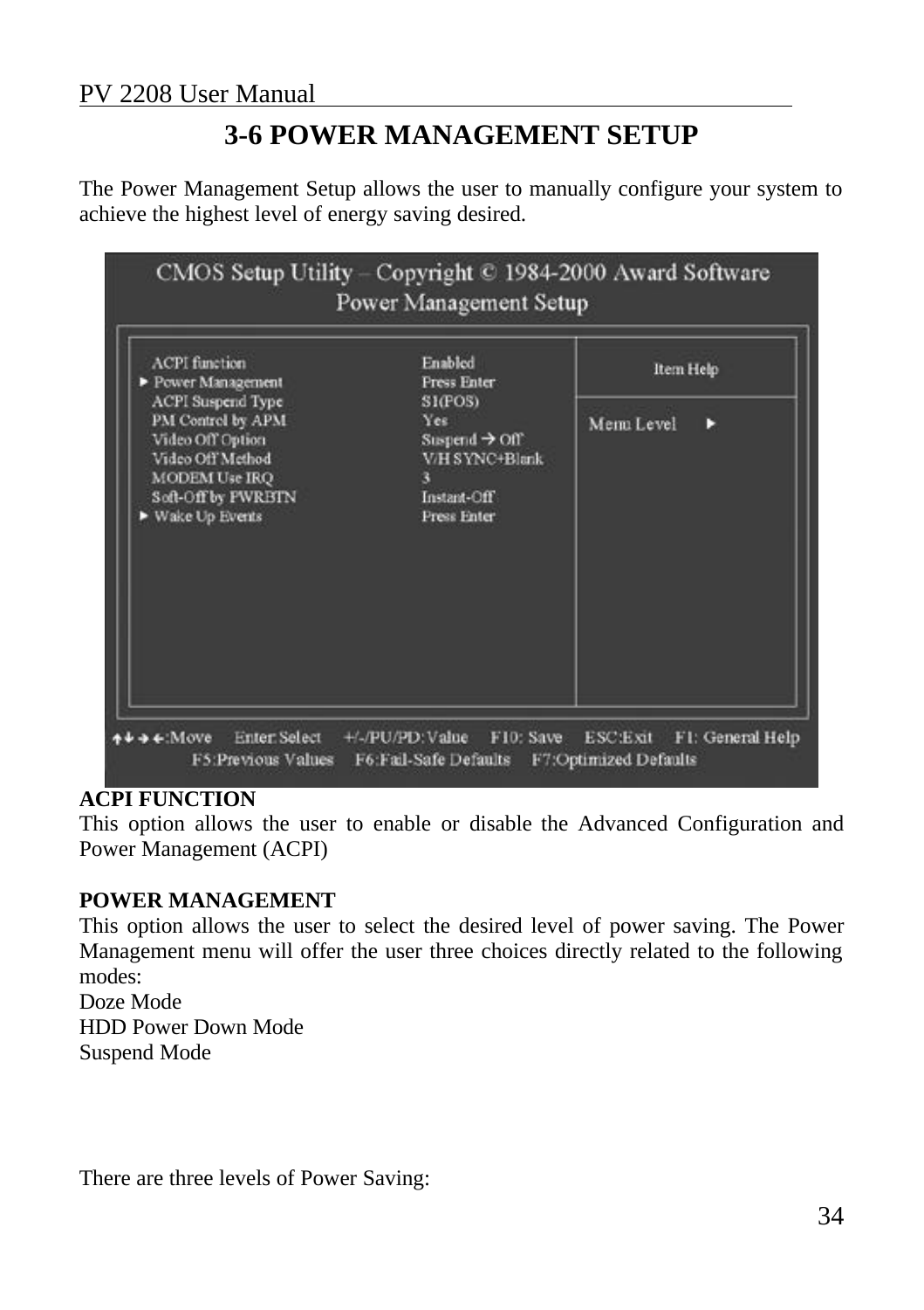## 3-6 POWER MANAGEMENT SETUP

The Power Management Setup allows the user to manually configure your system to achieve the highest level of energy saving desired.

```
CMOS Setup Utility – Copyright © 1984-2000 Award Software
Power Management Setup

  ACPI function              Enabled              Item Help
► Power Management           Press Enter
  ACPI Suspend Type          S1(POS)              Menu Level  ►
  PM Control by APM          Yes
  Video Off Option           Suspend → Off
  Video Off Method           V/H SYNC+Blank
  MODEM Use IRQ              3
  Soft-Off by PWRBTN         Instant-Off
► Wake Up Events             Press Enter

↑↓→←:Move   Enter:Select   +/-/PU/PD:Value   F10: Save   ESC:Exit   F1: General Help
     F5:Previous Values   F6:Fail-Safe Defaults   F7:Optimized Defaults
```

**ACPI FUNCTION**
This option allows the user to enable or disable the Advanced Configuration and Power Management (ACPI)

**POWER MANAGEMENT**
This option allows the user to select the desired level of power saving. The Power Management menu will offer the user three choices directly related to the following modes:
Doze Mode
HDD Power Down Mode
Suspend Mode

There are three levels of Power Saving: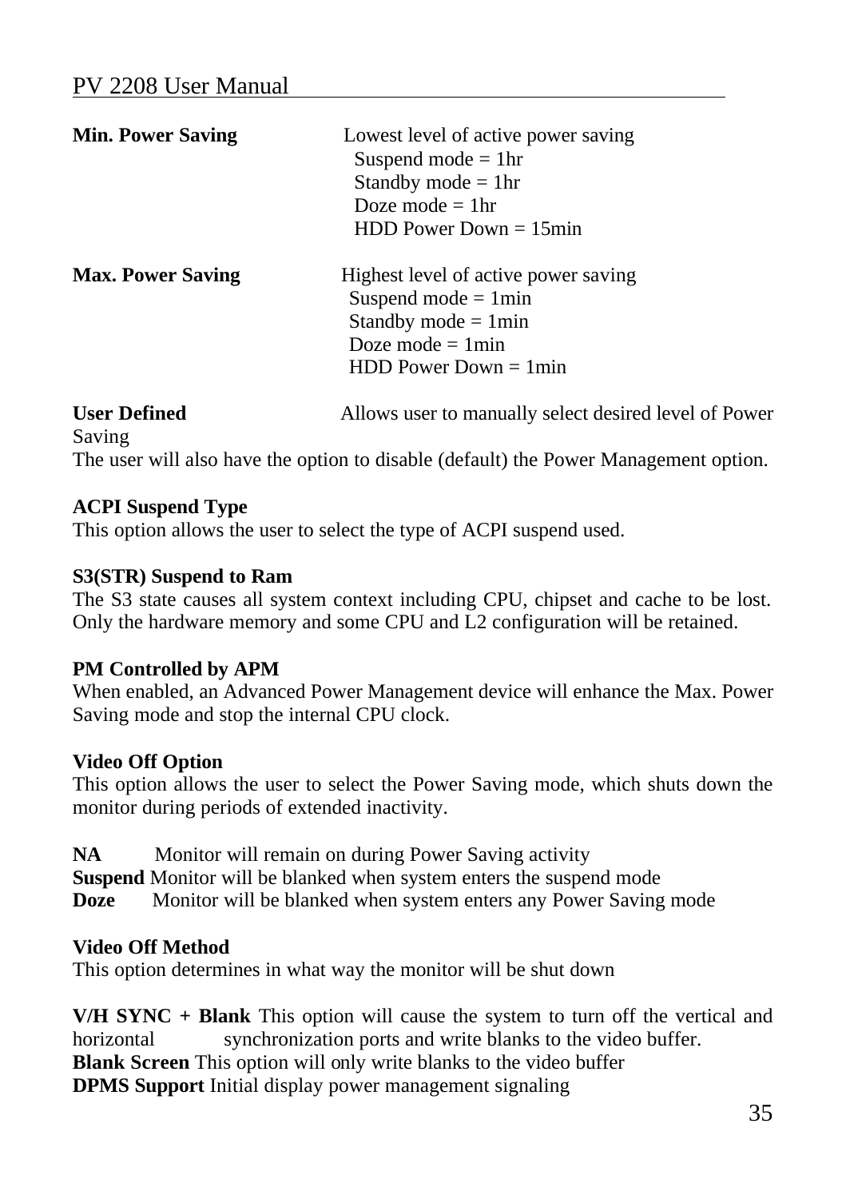**Min. Power Saving** Lowest level of active power saving

Suspend mode = 1hr
Standby mode = 1hr
Doze mode = 1hr
HDD Power Down = 15min

**Max. Power Saving** Highest level of active power saving

Suspend mode = 1min
Standby mode = 1min
Doze mode = 1min
HDD Power Down = 1min

**User Defined** Allows user to manually select desired level of Power Saving

The user will also have the option to disable (default) the Power Management option.

**ACPI Suspend Type**

This option allows the user to select the type of ACPI suspend used.

**S3(STR) Suspend to Ram**

The S3 state causes all system context including CPU, chipset and cache to be lost. Only the hardware memory and some CPU and L2 configuration will be retained.

**PM Controlled by APM**

When enabled, an Advanced Power Management device will enhance the Max. Power Saving mode and stop the internal CPU clock.

**Video Off Option**

This option allows the user to select the Power Saving mode, which shuts down the monitor during periods of extended inactivity.

**NA** Monitor will remain on during Power Saving activity
**Suspend** Monitor will be blanked when system enters the suspend mode
**Doze** Monitor will be blanked when system enters any Power Saving mode

**Video Off Method**

This option determines in what way the monitor will be shut down

**V/H SYNC + Blank** This option will cause the system to turn off the vertical and horizontal synchronization ports and write blanks to the video buffer.
**Blank Screen** This option will only write blanks to the video buffer
**DPMS Support** Initial display power management signaling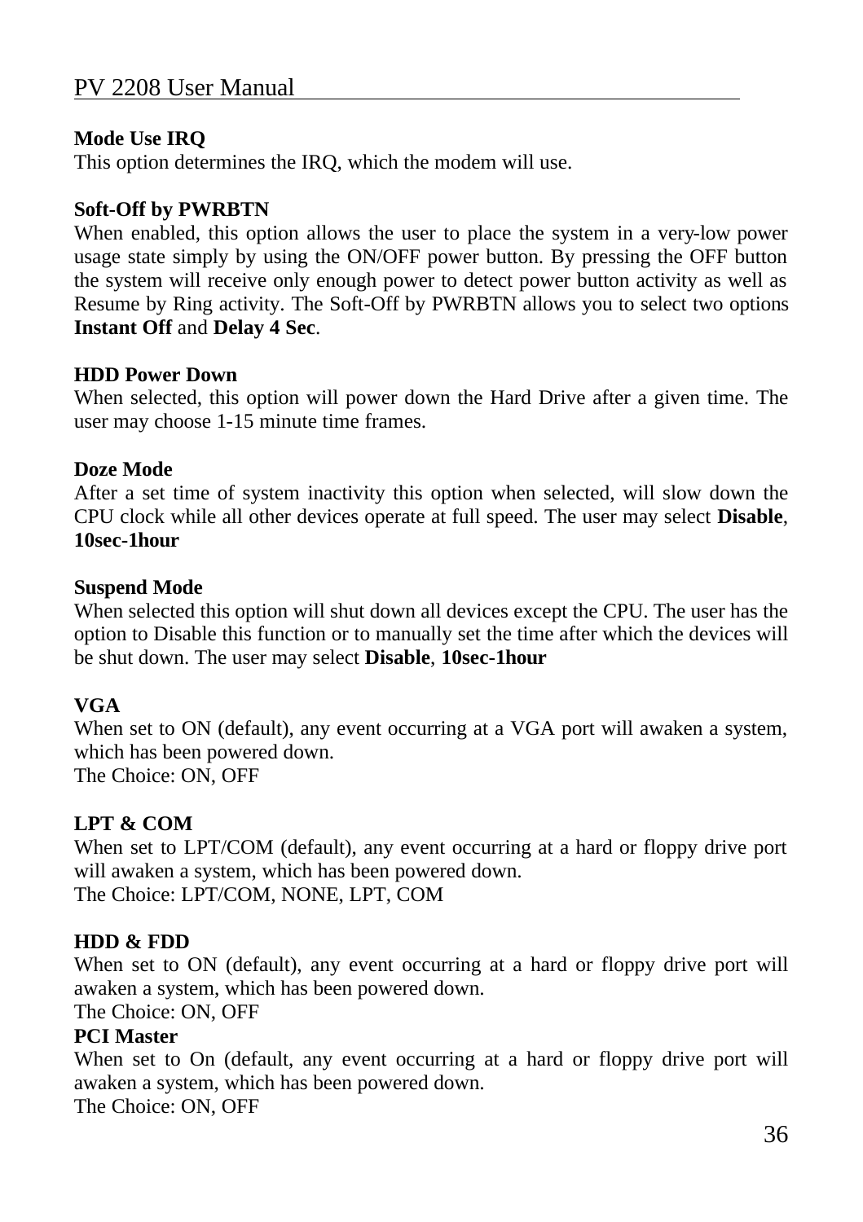**Mode Use IRQ**
This option determines the IRQ, which the modem will use.

**Soft-Off by PWRBTN**
When enabled, this option allows the user to place the system in a very-low power usage state simply by using the ON/OFF power button. By pressing the OFF button the system will receive only enough power to detect power button activity as well as Resume by Ring activity. The Soft-Off by PWRBTN allows you to select two options **Instant Off** and **Delay 4 Sec**.

**HDD Power Down**
When selected, this option will power down the Hard Drive after a given time. The user may choose 1-15 minute time frames.

**Doze Mode**
After a set time of system inactivity this option when selected, will slow down the CPU clock while all other devices operate at full speed. The user may select **Disable**, **10sec-1hour**

**Suspend Mode**
When selected this option will shut down all devices except the CPU. The user has the option to Disable this function or to manually set the time after which the devices will be shut down. The user may select **Disable**, **10sec-1hour**

**VGA**
When set to ON (default), any event occurring at a VGA port will awaken a system, which has been powered down.
The Choice: ON, OFF

**LPT & COM**
When set to LPT/COM (default), any event occurring at a hard or floppy drive port will awaken a system, which has been powered down.
The Choice: LPT/COM, NONE, LPT, COM

**HDD & FDD**
When set to ON (default), any event occurring at a hard or floppy drive port will awaken a system, which has been powered down.
The Choice: ON, OFF

**PCI Master**
When set to On (default, any event occurring at a hard or floppy drive port will awaken a system, which has been powered down.
The Choice: ON, OFF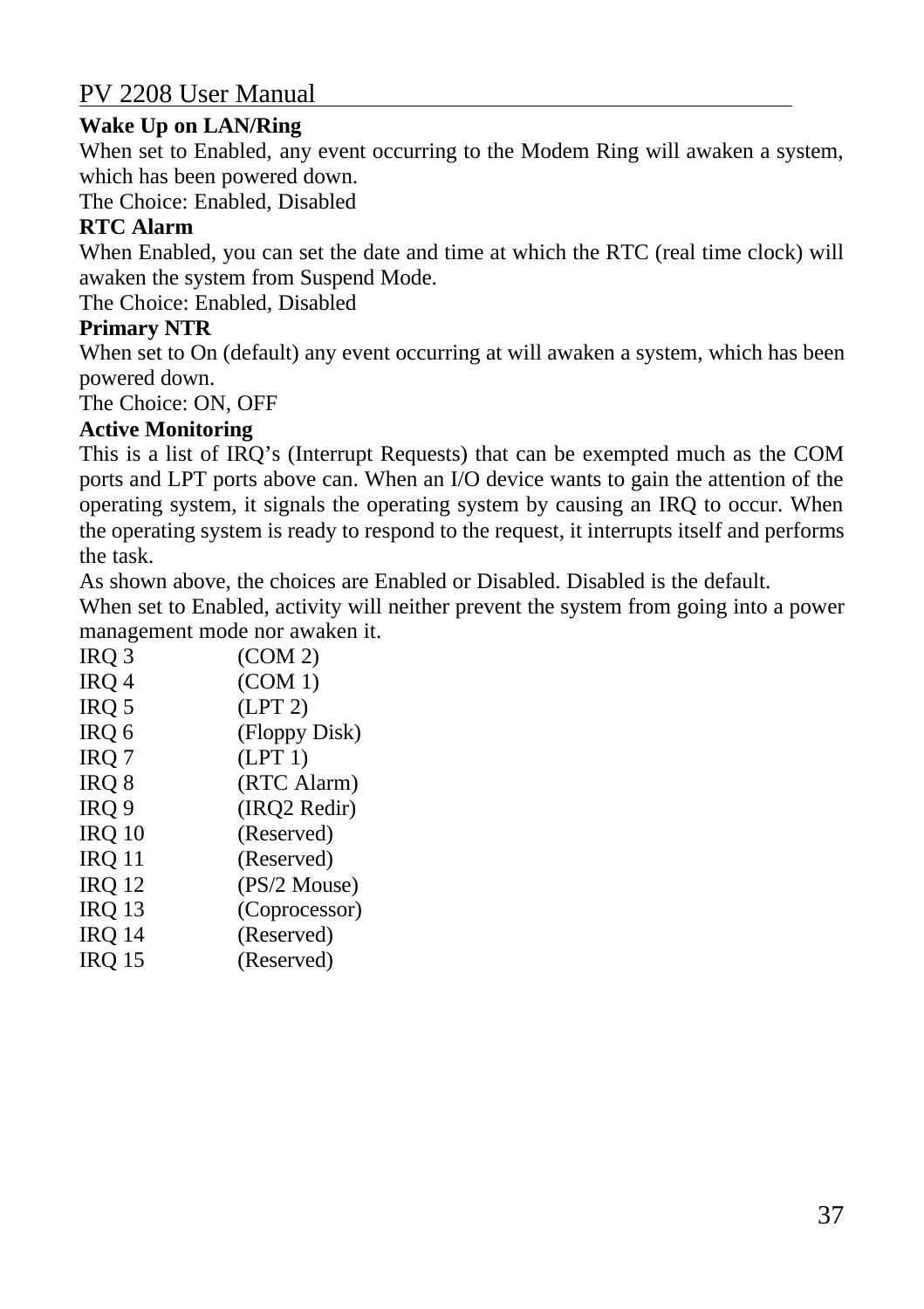**Wake Up on LAN/Ring**

When set to Enabled, any event occurring to the Modem Ring will awaken a system, which has been powered down.

The Choice: Enabled, Disabled

**RTC Alarm**

When Enabled, you can set the date and time at which the RTC (real time clock) will awaken the system from Suspend Mode.

The Choice: Enabled, Disabled

**Primary NTR**

When set to On (default) any event occurring at will awaken a system, which has been powered down.

The Choice: ON, OFF

**Active Monitoring**

This is a list of IRQ's (Interrupt Requests) that can be exempted much as the COM ports and LPT ports above can. When an I/O device wants to gain the attention of the operating system, it signals the operating system by causing an IRQ to occur. When the operating system is ready to respond to the request, it interrupts itself and performs the task.

As shown above, the choices are Enabled or Disabled. Disabled is the default.

When set to Enabled, activity will neither prevent the system from going into a power management mode nor awaken it.

| | |
|---|---|
| IRQ 3 | (COM 2) |
| IRQ 4 | (COM 1) |
| IRQ 5 | (LPT 2) |
| IRQ 6 | (Floppy Disk) |
| IRQ 7 | (LPT 1) |
| IRQ 8 | (RTC Alarm) |
| IRQ 9 | (IRQ2 Redir) |
| IRQ 10 | (Reserved) |
| IRQ 11 | (Reserved) |
| IRQ 12 | (PS/2 Mouse) |
| IRQ 13 | (Coprocessor) |
| IRQ 14 | (Reserved) |
| IRQ 15 | (Reserved) |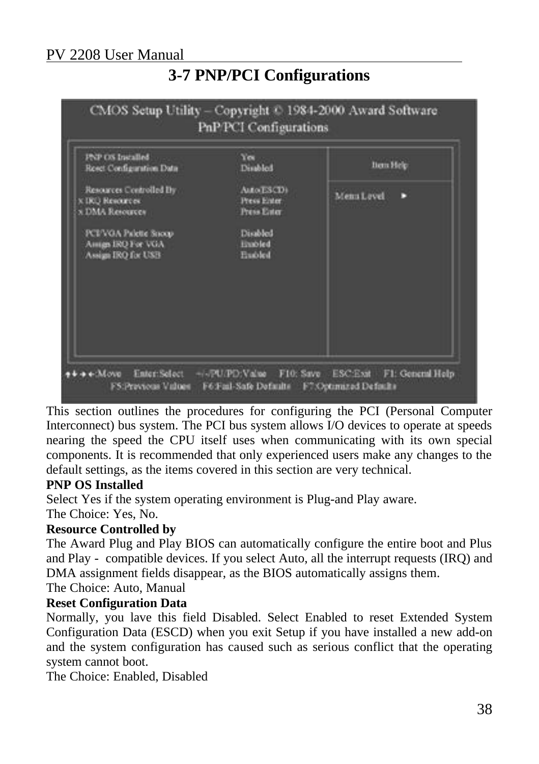## 3-7 PNP/PCI Configurations

CMOS Setup Utility – Copyright © 1984-2000 Award Software
PnP/PCI Configurations

| | | |
|---|---|---|
| PNP OS Installed | Yes | Item Help |
| Reset Configuration Data | Disabled | Menu Level ► |
| Resources Controlled By | Auto(ESCD) | |
| x IRQ Resources | Press Enter | |
| x DMA Resources | Press Enter | |
| PCI/VGA Palette Snoop | Disabled | |
| Assign IRQ For VGA | Enabled | |
| Assign IRQ for USB | Enabled | |

↑↓→←:Move Enter:Select +/-/PU/PD:Value F10: Save ESC:Exit F1: General Help
F5:Previous Values F6:Fail-Safe Defaults F7:Optimized Defaults

This section outlines the procedures for configuring the PCI (Personal Computer Interconnect) bus system. The PCI bus system allows I/O devices to operate at speeds nearing the speed the CPU itself uses when communicating with its own special components. It is recommended that only experienced users make any changes to the default settings, as the items covered in this section are very technical.

**PNP OS Installed**
Select Yes if the system operating environment is Plug-and Play aware.
The Choice: Yes, No.

**Resource Controlled by**
The Award Plug and Play BIOS can automatically configure the entire boot and Plus and Play - compatible devices. If you select Auto, all the interrupt requests (IRQ) and DMA assignment fields disappear, as the BIOS automatically assigns them.
The Choice: Auto, Manual

**Reset Configuration Data**
Normally, you lave this field Disabled. Select Enabled to reset Extended System Configuration Data (ESCD) when you exit Setup if you have installed a new add-on and the system configuration has caused such as serious conflict that the operating system cannot boot.
The Choice: Enabled, Disabled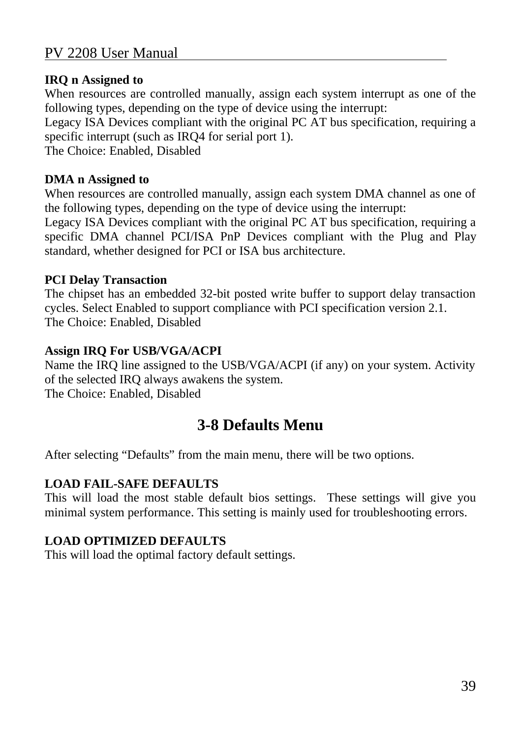**IRQ n Assigned to**
When resources are controlled manually, assign each system interrupt as one of the following types, depending on the type of device using the interrupt:
Legacy ISA Devices compliant with the original PC AT bus specification, requiring a specific interrupt (such as IRQ4 for serial port 1).
The Choice: Enabled, Disabled

**DMA n Assigned to**
When resources are controlled manually, assign each system DMA channel as one of the following types, depending on the type of device using the interrupt:
Legacy ISA Devices compliant with the original PC AT bus specification, requiring a specific DMA channel PCI/ISA PnP Devices compliant with the Plug and Play standard, whether designed for PCI or ISA bus architecture.

**PCI Delay Transaction**
The chipset has an embedded 32-bit posted write buffer to support delay transaction cycles. Select Enabled to support compliance with PCI specification version 2.1.
The Choice: Enabled, Disabled

**Assign IRQ For USB/VGA/ACPI**
Name the IRQ line assigned to the USB/VGA/ACPI (if any) on your system. Activity of the selected IRQ always awakens the system.
The Choice: Enabled, Disabled

## 3-8 Defaults Menu

After selecting “Defaults” from the main menu, there will be two options.

**LOAD FAIL-SAFE DEFAULTS**
This will load the most stable default bios settings. These settings will give you minimal system performance. This setting is mainly used for troubleshooting errors.

**LOAD OPTIMIZED DEFAULTS**
This will load the optimal factory default settings.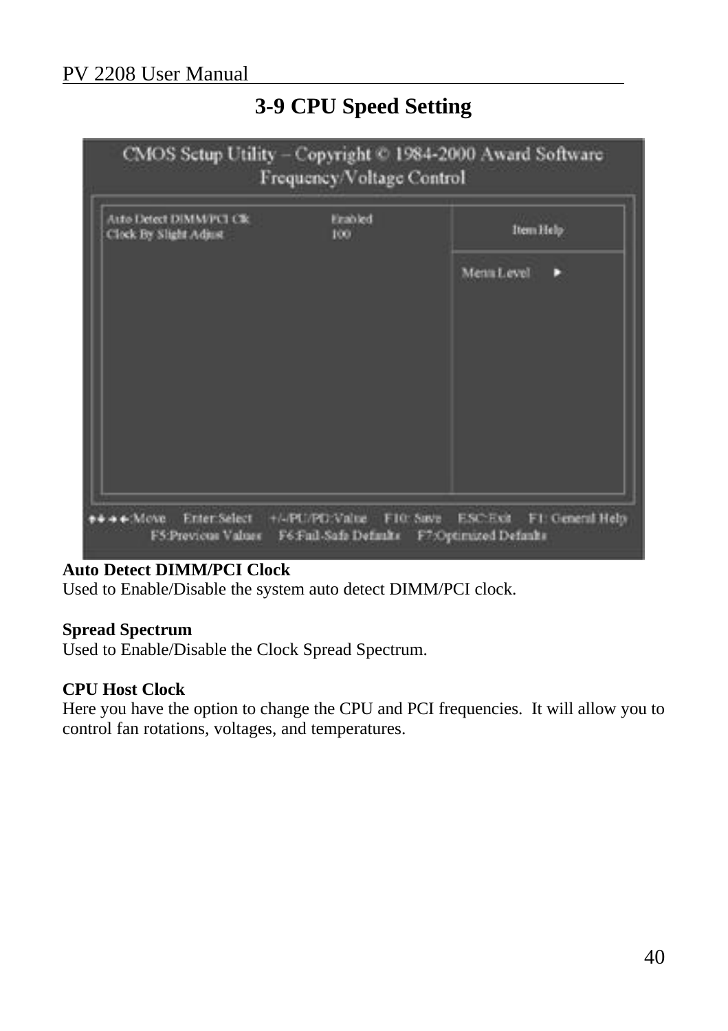# 3-9 CPU Speed Setting

```
CMOS Setup Utility – Copyright © 1984-2000 Award Software
Frequency/Voltage Control

Auto Detect DIMM/PCI Clk        Enabled          Item Help
Clock By Slight Adjust          100
                                                 Menu Level  ►

↑↓→←:Move   Enter:Select   +/-/PU/PD:Value   F10: Save   ESC:Exit   F1: General Help
F5:Previous Values   F6:Fail-Safe Defaults   F7:Optimized Defaults
```

**Auto Detect DIMM/PCI Clock**
Used to Enable/Disable the system auto detect DIMM/PCI clock.

**Spread Spectrum**
Used to Enable/Disable the Clock Spread Spectrum.

**CPU Host Clock**
Here you have the option to change the CPU and PCI frequencies. It will allow you to control fan rotations, voltages, and temperatures.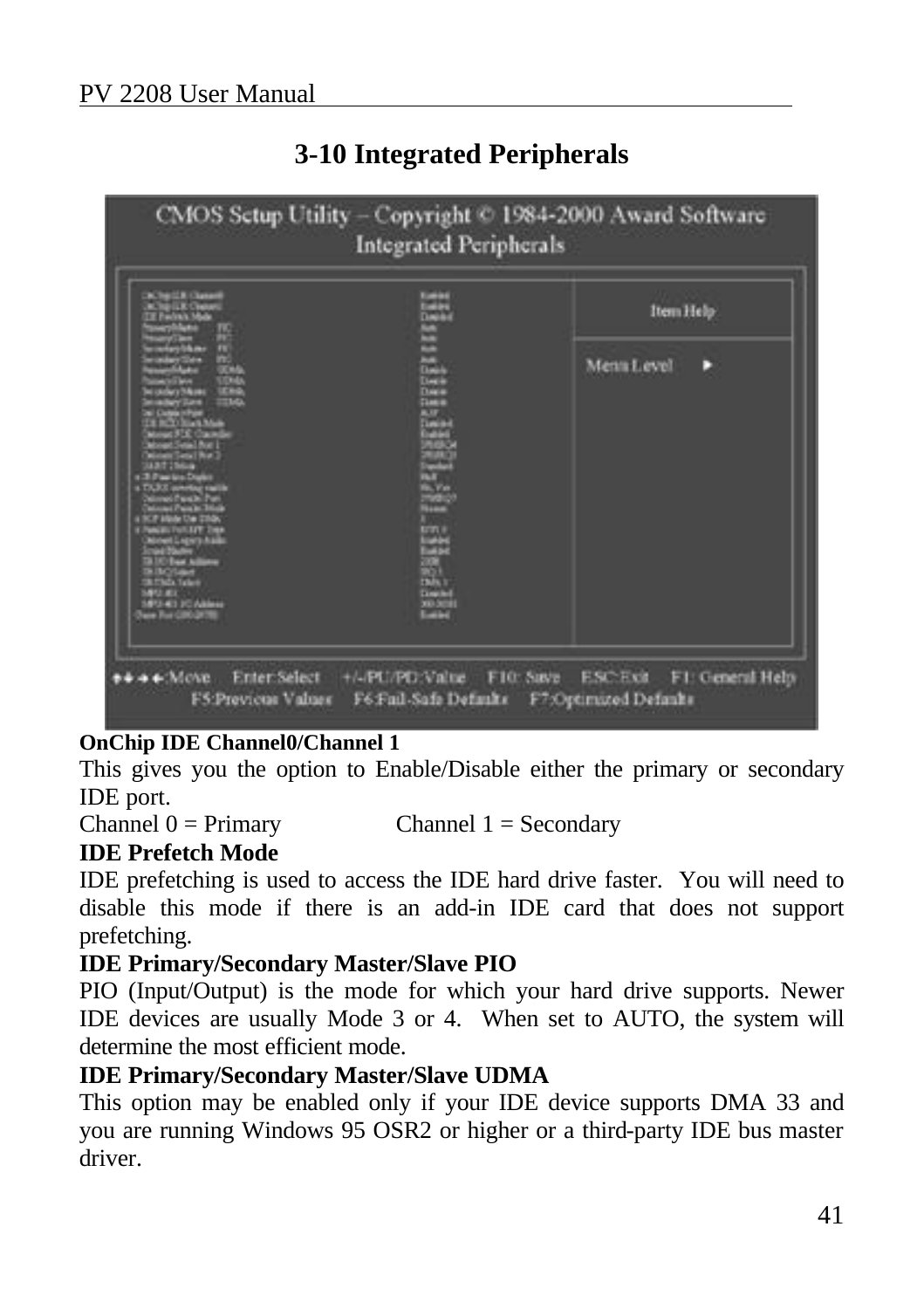# 3-10 Integrated Peripherals

**OnChip IDE Channel0/Channel 1**

This gives you the option to Enable/Disable either the primary or secondary IDE port.

Channel 0 = Primary Channel 1 = Secondary

**IDE Prefetch Mode**

IDE prefetching is used to access the IDE hard drive faster. You will need to disable this mode if there is an add-in IDE card that does not support prefetching.

**IDE Primary/Secondary Master/Slave PIO**

PIO (Input/Output) is the mode for which your hard drive supports. Newer IDE devices are usually Mode 3 or 4. When set to AUTO, the system will determine the most efficient mode.

**IDE Primary/Secondary Master/Slave UDMA**

This option may be enabled only if your IDE device supports DMA 33 and you are running Windows 95 OSR2 or higher or a third-party IDE bus master driver.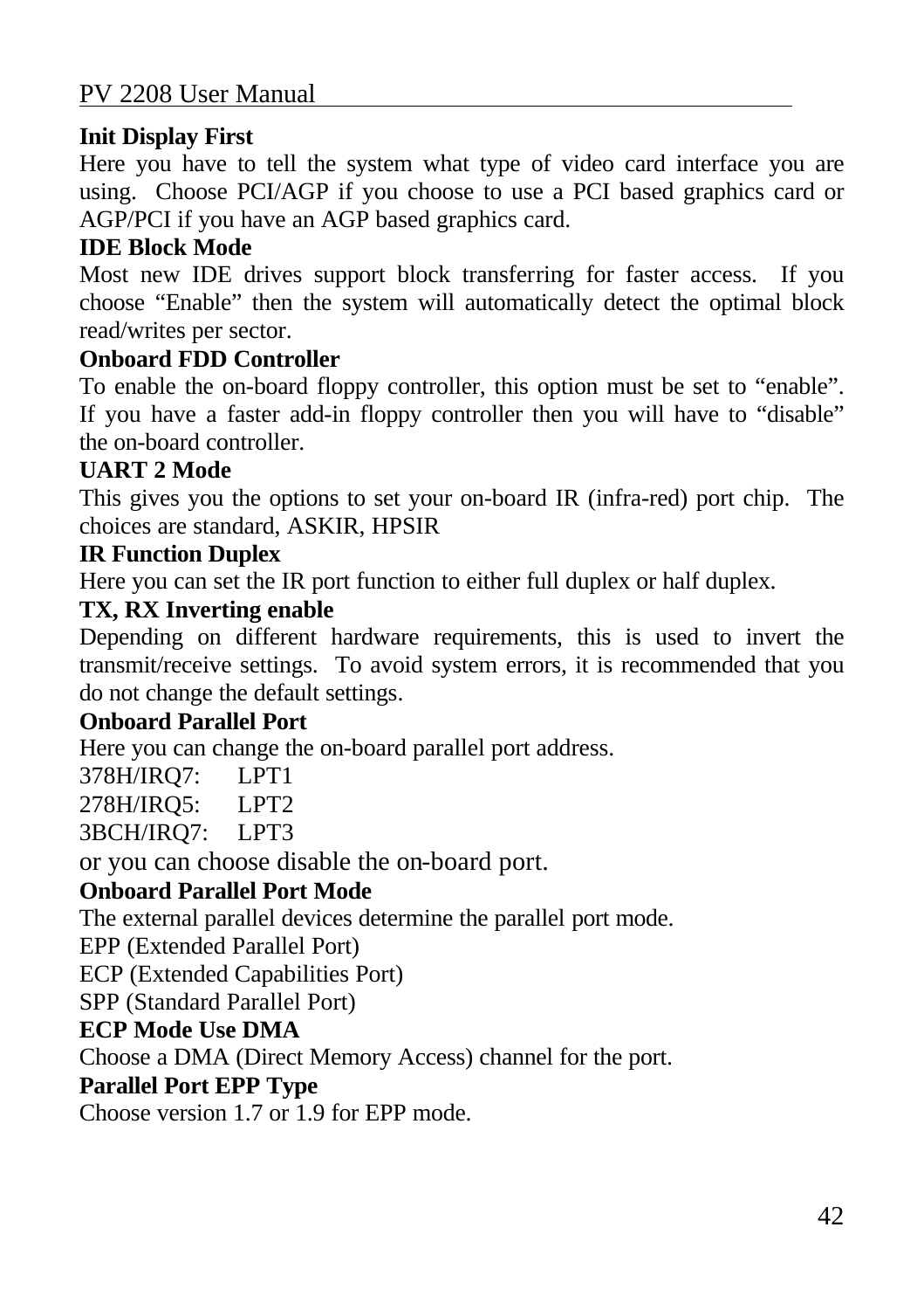**Init Display First**

Here you have to tell the system what type of video card interface you are using. Choose PCI/AGP if you choose to use a PCI based graphics card or AGP/PCI if you have an AGP based graphics card.

**IDE Block Mode**

Most new IDE drives support block transferring for faster access. If you choose "Enable" then the system will automatically detect the optimal block read/writes per sector.

**Onboard FDD Controller**

To enable the on-board floppy controller, this option must be set to "enable". If you have a faster add-in floppy controller then you will have to "disable" the on-board controller.

**UART 2 Mode**

This gives you the options to set your on-board IR (infra-red) port chip. The choices are standard, ASKIR, HPSIR

**IR Function Duplex**

Here you can set the IR port function to either full duplex or half duplex.

**TX, RX Inverting enable**

Depending on different hardware requirements, this is used to invert the transmit/receive settings. To avoid system errors, it is recommended that you do not change the default settings.

**Onboard Parallel Port**

Here you can change the on-board parallel port address.

378H/IRQ7: LPT1
278H/IRQ5: LPT2
3BCH/IRQ7: LPT3

or you can choose disable the on-board port.

**Onboard Parallel Port Mode**

The external parallel devices determine the parallel port mode.

EPP (Extended Parallel Port)
ECP (Extended Capabilities Port)
SPP (Standard Parallel Port)

**ECP Mode Use DMA**

Choose a DMA (Direct Memory Access) channel for the port.

**Parallel Port EPP Type**

Choose version 1.7 or 1.9 for EPP mode.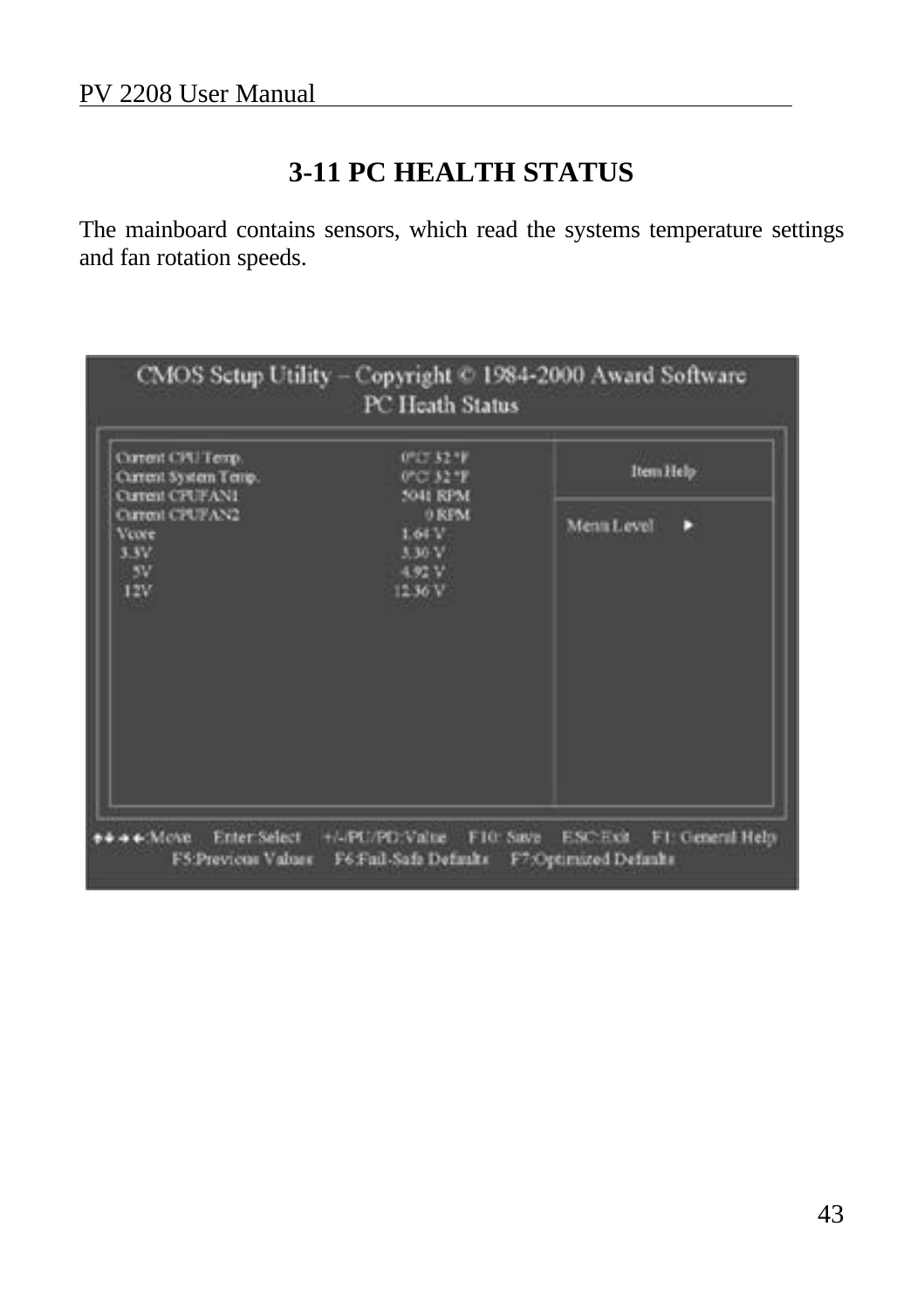# 3-11 PC HEALTH STATUS

The mainboard contains sensors, which read the systems temperature settings and fan rotation speeds.

```
CMOS Setup Utility – Copyright © 1984-2000 Award Software
PC Heath Status

Current CPU Temp.            0°C/ 32 °F        |        Item Help
Current System Temp.         0°C 32 °F         |
Current CPUFAN1              5041 RPM          | Menu Level   ►
Current CPUFAN2                 0 RPM          |
Vcore                        1.64 V            |
 3.3V                        3.30 V            |
   5V                        4.92 V            |
 12V                        12.36 V            |

↑↓→←:Move   Enter:Select   +/-/PU/PD:Value   F10: Save   ESC:Exit   F1: General Help
        F5:Previous Values   F6:Fail-Safe Defaults   F7:Optimized Defaults
```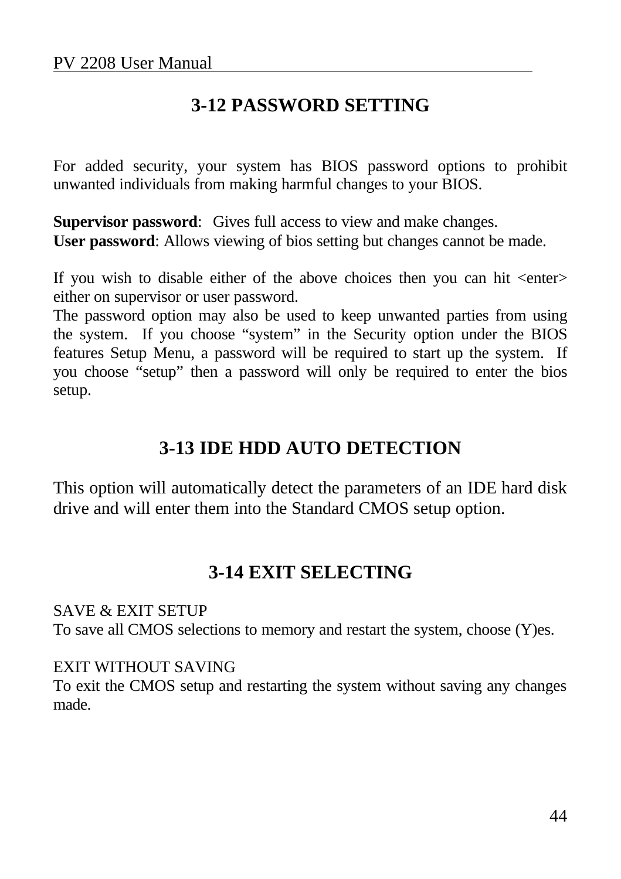## 3-12 PASSWORD SETTING

For added security, your system has BIOS password options to prohibit unwanted individuals from making harmful changes to your BIOS.

**Supervisor password**: Gives full access to view and make changes.
**User password**: Allows viewing of bios setting but changes cannot be made.

If you wish to disable either of the above choices then you can hit <enter> either on supervisor or user password.
The password option may also be used to keep unwanted parties from using the system. If you choose "system" in the Security option under the BIOS features Setup Menu, a password will be required to start up the system. If you choose "setup" then a password will only be required to enter the bios setup.

## 3-13 IDE HDD AUTO DETECTION

This option will automatically detect the parameters of an IDE hard disk drive and will enter them into the Standard CMOS setup option.

## 3-14 EXIT SELECTING

SAVE & EXIT SETUP
To save all CMOS selections to memory and restart the system, choose (Y)es.

EXIT WITHOUT SAVING
To exit the CMOS setup and restarting the system without saving any changes made.